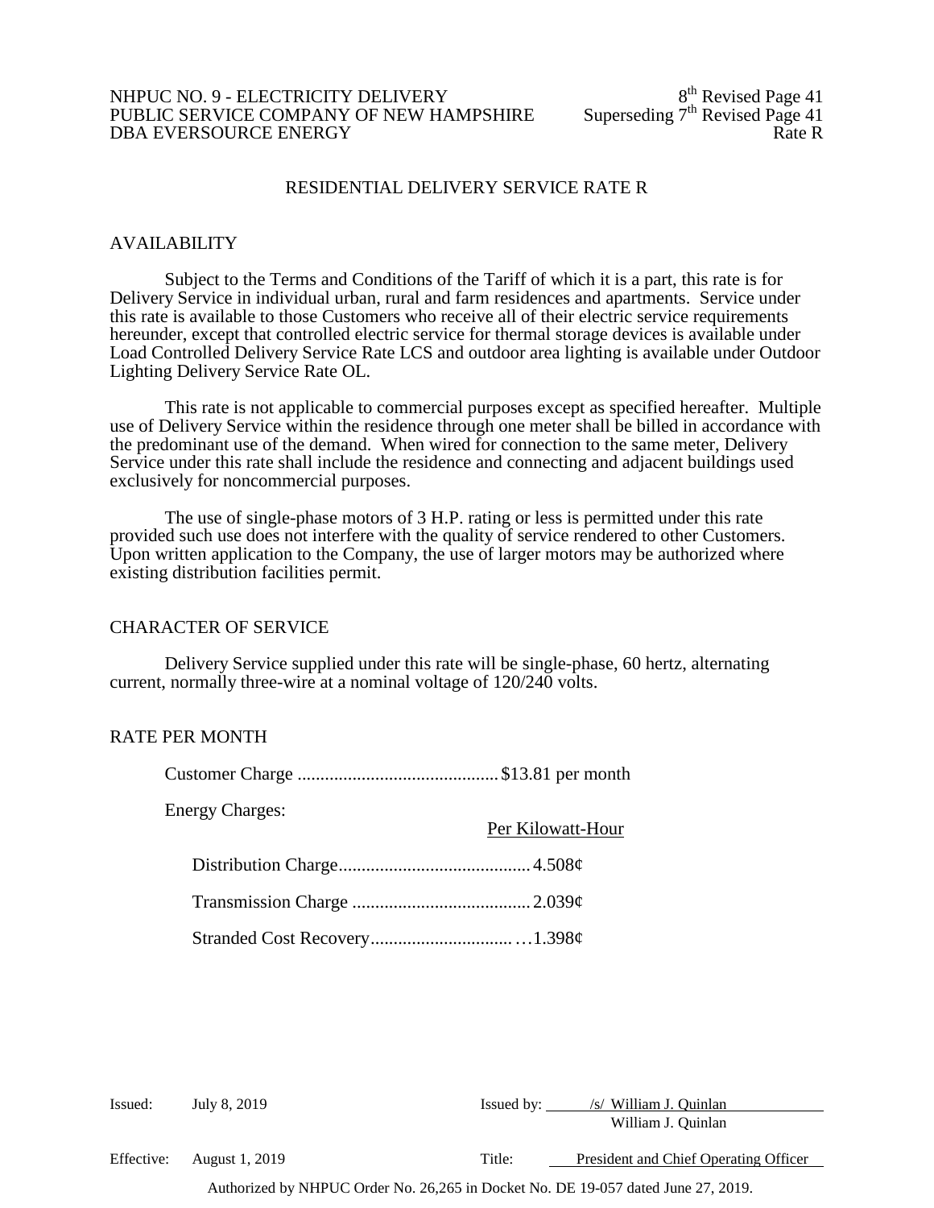# RESIDENTIAL DELIVERY SERVICE RATE R

## AVAILABILITY

Subject to the Terms and Conditions of the Tariff of which it is a part, this rate is for Delivery Service in individual urban, rural and farm residences and apartments. Service under this rate is available to those Customers who receive all of their electric service requirements hereunder, except that controlled electric service for thermal storage devices is available under Load Controlled Delivery Service Rate LCS and outdoor area lighting is available under Outdoor Lighting Delivery Service Rate OL.

This rate is not applicable to commercial purposes except as specified hereafter. Multiple use of Delivery Service within the residence through one meter shall be billed in accordance with the predominant use of the demand. When wired for connection to the same meter, Delivery Service under this rate shall include the residence and connecting and adjacent buildings used exclusively for noncommercial purposes.

The use of single-phase motors of 3 H.P. rating or less is permitted under this rate provided such use does not interfere with the quality of service rendered to other Customers. Upon written application to the Company, the use of larger motors may be authorized where existing distribution facilities permit.

## CHARACTER OF SERVICE

Delivery Service supplied under this rate will be single-phase, 60 hertz, alternating current, normally three-wire at a nominal voltage of 120/240 volts.

## RATE PER MONTH

Customer Charge ............................................ $13.81 per month

Energy Charges:

| | Per Kilowatt-Hour |
|---|---|
| Distribution Charge | 4.508¢ |
| Transmission Charge | 2.039¢ |
| Stranded Cost Recovery | 1.398¢ |

Issued: July 8, 2019 — Issued by: /s/ William J. Quinlan, William J. Quinlan

Effective: August 1, 2019 — Title: President and Chief Operating Officer

Authorized by NHPUC Order No. 26,265 in Docket No. DE 19-057 dated June 27, 2019.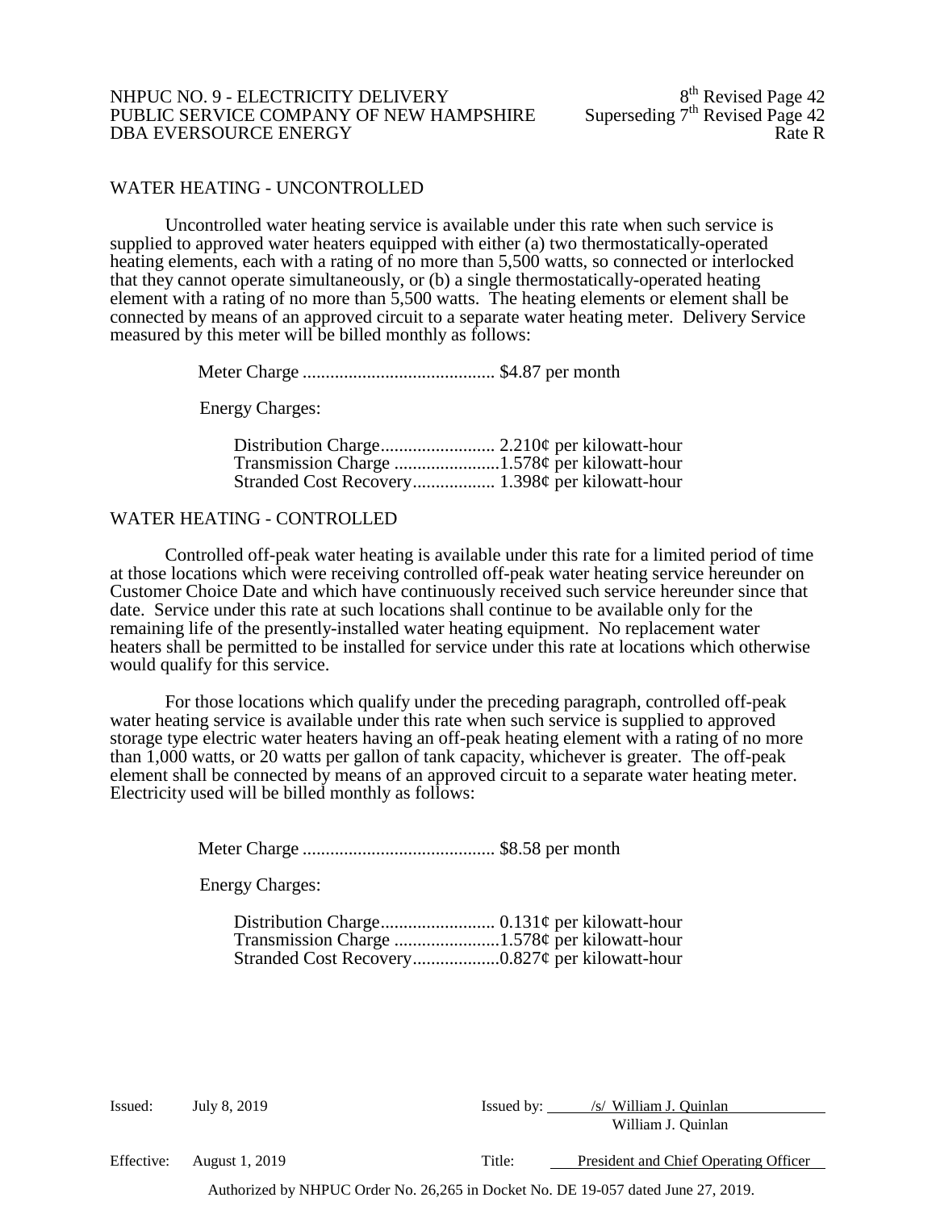## WATER HEATING - UNCONTROLLED

Uncontrolled water heating service is available under this rate when such service is supplied to approved water heaters equipped with either (a) two thermostatically-operated heating elements, each with a rating of no more than 5,500 watts, so connected or interlocked that they cannot operate simultaneously, or (b) a single thermostatically-operated heating element with a rating of no more than 5,500 watts. The heating elements or element shall be connected by means of an approved circuit to a separate water heating meter. Delivery Service measured by this meter will be billed monthly as follows:

Meter Charge .......................................... $4.87 per month

Energy Charges:

Distribution Charge......................... 2.210¢ per kilowatt-hour
Transmission Charge .......................1.578¢ per kilowatt-hour
Stranded Cost Recovery.................. 1.398¢ per kilowatt-hour

## WATER HEATING - CONTROLLED

Controlled off-peak water heating is available under this rate for a limited period of time at those locations which were receiving controlled off-peak water heating service hereunder on Customer Choice Date and which have continuously received such service hereunder since that date. Service under this rate at such locations shall continue to be available only for the remaining life of the presently-installed water heating equipment. No replacement water heaters shall be permitted to be installed for service under this rate at locations which otherwise would qualify for this service.

For those locations which qualify under the preceding paragraph, controlled off-peak water heating service is available under this rate when such service is supplied to approved storage type electric water heaters having an off-peak heating element with a rating of no more than 1,000 watts, or 20 watts per gallon of tank capacity, whichever is greater. The off-peak element shall be connected by means of an approved circuit to a separate water heating meter. Electricity used will be billed monthly as follows:

Meter Charge .......................................... $8.58 per month

Energy Charges:

Distribution Charge......................... 0.131¢ per kilowatt-hour
Transmission Charge .......................1.578¢ per kilowatt-hour
Stranded Cost Recovery...................0.827¢ per kilowatt-hour

Issued: July 8, 2019 | Issued by: /s/ William J. Quinlan, William J. Quinlan

Effective: August 1, 2019 | Title: President and Chief Operating Officer

Authorized by NHPUC Order No. 26,265 in Docket No. DE 19-057 dated June 27, 2019.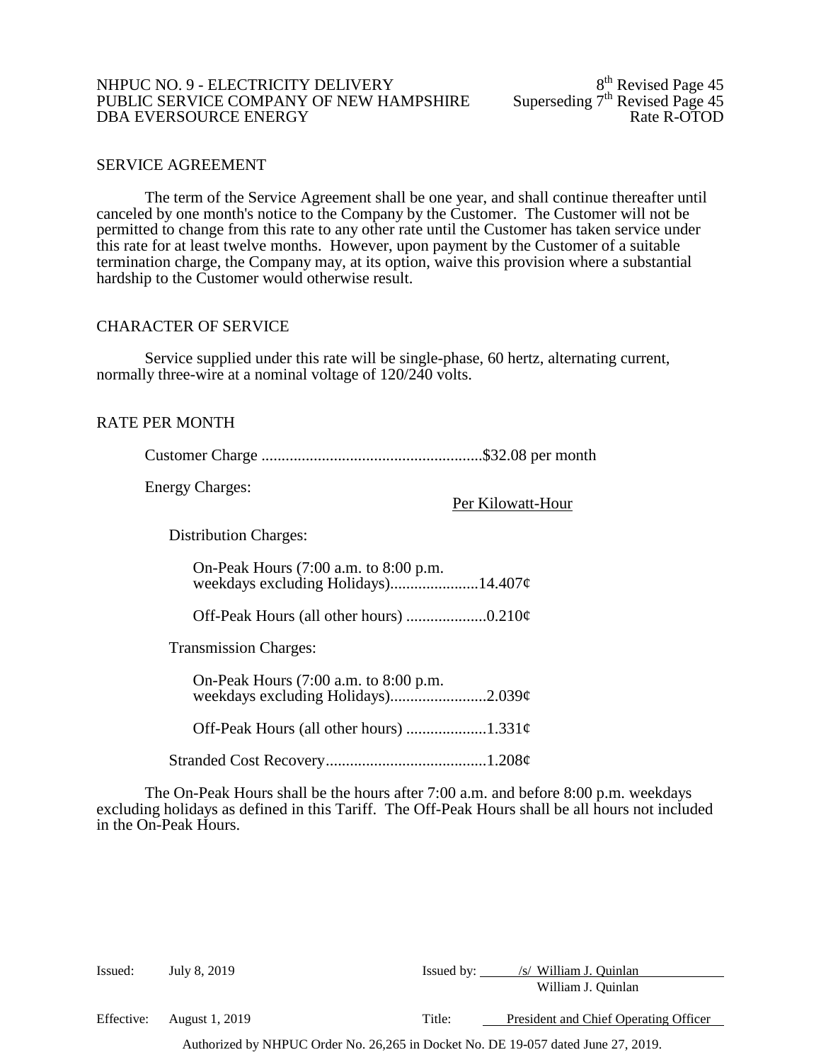## SERVICE AGREEMENT

The term of the Service Agreement shall be one year, and shall continue thereafter until canceled by one month's notice to the Company by the Customer. The Customer will not be permitted to change from this rate to any other rate until the Customer has taken service under this rate for at least twelve months. However, upon payment by the Customer of a suitable termination charge, the Company may, at its option, waive this provision where a substantial hardship to the Customer would otherwise result.

## CHARACTER OF SERVICE

Service supplied under this rate will be single-phase, 60 hertz, alternating current, normally three-wire at a nominal voltage of 120/240 volts.

## RATE PER MONTH

Customer Charge .......................................................$32.08 per month

Energy Charges:

Per Kilowatt-Hour

Distribution Charges:

On-Peak Hours (7:00 a.m. to 8:00 p.m. weekdays excluding Holidays)......................14.407¢

Off-Peak Hours (all other hours) ....................0.210¢

Transmission Charges:

On-Peak Hours (7:00 a.m. to 8:00 p.m. weekdays excluding Holidays)........................2.039¢

Off-Peak Hours (all other hours) ....................1.331¢

Stranded Cost Recovery........................................1.208¢

The On-Peak Hours shall be the hours after 7:00 a.m. and before 8:00 p.m. weekdays excluding holidays as defined in this Tariff. The Off-Peak Hours shall be all hours not included in the On-Peak Hours.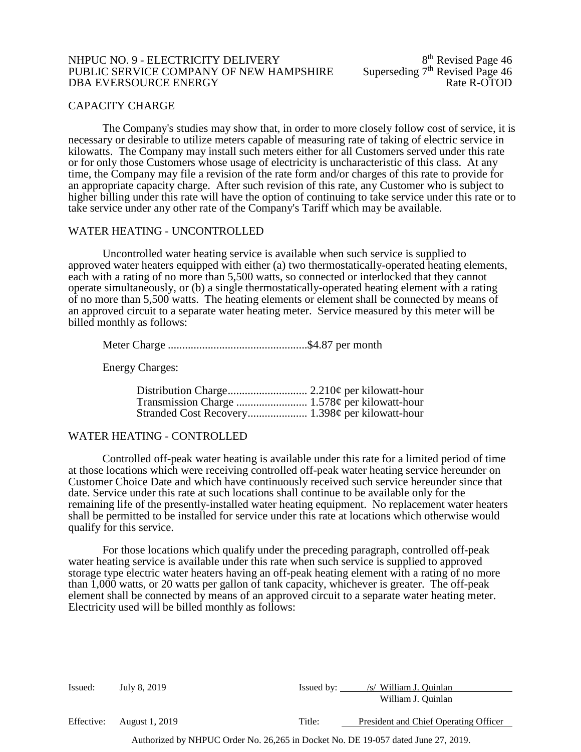## CAPACITY CHARGE

The Company's studies may show that, in order to more closely follow cost of service, it is necessary or desirable to utilize meters capable of measuring rate of taking of electric service in kilowatts. The Company may install such meters either for all Customers served under this rate or for only those Customers whose usage of electricity is uncharacteristic of this class. At any time, the Company may file a revision of the rate form and/or charges of this rate to provide for an appropriate capacity charge. After such revision of this rate, any Customer who is subject to higher billing under this rate will have the option of continuing to take service under this rate or to take service under any other rate of the Company's Tariff which may be available.

## WATER HEATING - UNCONTROLLED

Uncontrolled water heating service is available when such service is supplied to approved water heaters equipped with either (a) two thermostatically-operated heating elements, each with a rating of no more than 5,500 watts, so connected or interlocked that they cannot operate simultaneously, or (b) a single thermostatically-operated heating element with a rating of no more than 5,500 watts. The heating elements or element shall be connected by means of an approved circuit to a separate water heating meter. Service measured by this meter will be billed monthly as follows:

Meter Charge ................................................$4.87 per month

Energy Charges:

Distribution Charge............................ 2.210¢ per kilowatt-hour
Transmission Charge ......................... 1.578¢ per kilowatt-hour
Stranded Cost Recovery..................... 1.398¢ per kilowatt-hour

## WATER HEATING - CONTROLLED

Controlled off-peak water heating is available under this rate for a limited period of time at those locations which were receiving controlled off-peak water heating service hereunder on Customer Choice Date and which have continuously received such service hereunder since that date. Service under this rate at such locations shall continue to be available only for the remaining life of the presently-installed water heating equipment. No replacement water heaters shall be permitted to be installed for service under this rate at locations which otherwise would qualify for this service.

For those locations which qualify under the preceding paragraph, controlled off-peak water heating service is available under this rate when such service is supplied to approved storage type electric water heaters having an off-peak heating element with a rating of no more than 1,000 watts, or 20 watts per gallon of tank capacity, whichever is greater. The off-peak element shall be connected by means of an approved circuit to a separate water heating meter. Electricity used will be billed monthly as follows: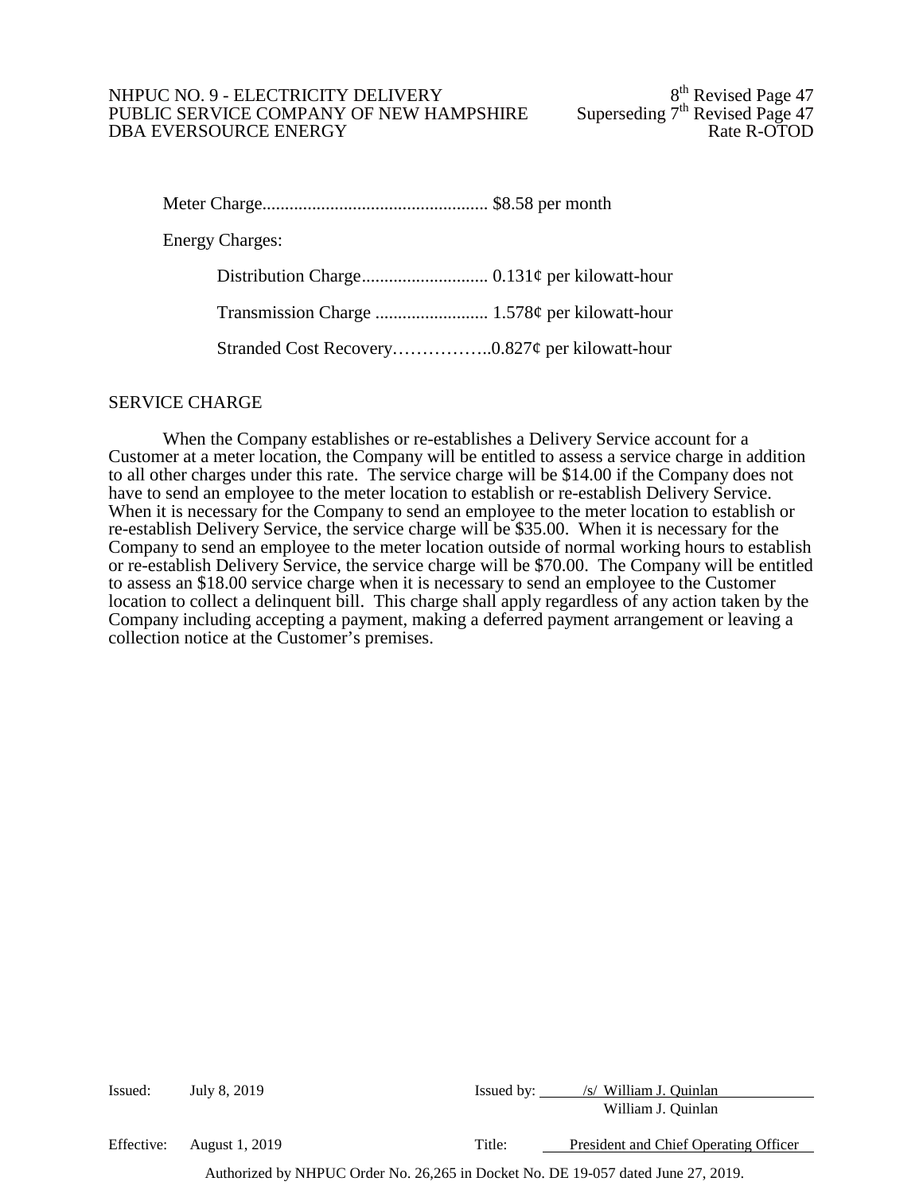Meter Charge.................................................. $8.58 per month

Energy Charges:

Distribution Charge............................ 0.131¢ per kilowatt-hour

Transmission Charge ......................... 1.578¢ per kilowatt-hour

Stranded Cost Recovery……………..0.827¢ per kilowatt-hour

SERVICE CHARGE

When the Company establishes or re-establishes a Delivery Service account for a Customer at a meter location, the Company will be entitled to assess a service charge in addition to all other charges under this rate. The service charge will be $14.00 if the Company does not have to send an employee to the meter location to establish or re-establish Delivery Service. When it is necessary for the Company to send an employee to the meter location to establish or re-establish Delivery Service, the service charge will be $35.00. When it is necessary for the Company to send an employee to the meter location outside of normal working hours to establish or re-establish Delivery Service, the service charge will be $70.00. The Company will be entitled to assess an $18.00 service charge when it is necessary to send an employee to the Customer location to collect a delinquent bill. This charge shall apply regardless of any action taken by the Company including accepting a payment, making a deferred payment arrangement or leaving a collection notice at the Customer's premises.

Issued: July 8, 2019 Issued by: /s/ William J. Quinlan
William J. Quinlan

Effective: August 1, 2019 Title: President and Chief Operating Officer

Authorized by NHPUC Order No. 26,265 in Docket No. DE 19-057 dated June 27, 2019.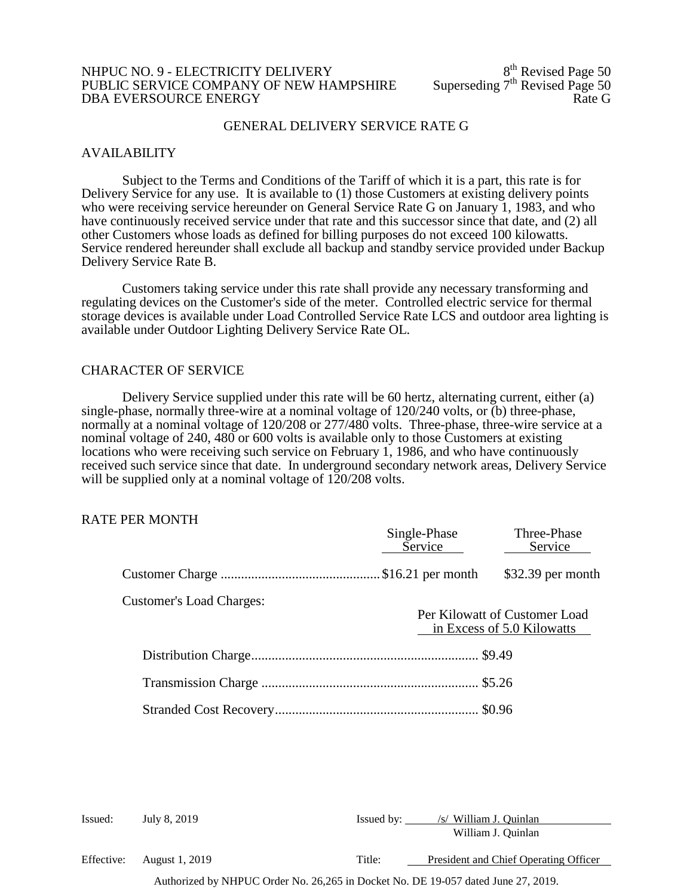NHPUC NO. 9 - ELECTRICITY DELIVERY
PUBLIC SERVICE COMPANY OF NEW HAMPSHIRE
DBA EVERSOURCE ENERGY

8th Revised Page 50
Superseding 7th Revised Page 50
Rate G

# GENERAL DELIVERY SERVICE RATE G

## AVAILABILITY

Subject to the Terms and Conditions of the Tariff of which it is a part, this rate is for Delivery Service for any use. It is available to (1) those Customers at existing delivery points who were receiving service hereunder on General Service Rate G on January 1, 1983, and who have continuously received service under that rate and this successor since that date, and (2) all other Customers whose loads as defined for billing purposes do not exceed 100 kilowatts. Service rendered hereunder shall exclude all backup and standby service provided under Backup Delivery Service Rate B.

Customers taking service under this rate shall provide any necessary transforming and regulating devices on the Customer's side of the meter. Controlled electric service for thermal storage devices is available under Load Controlled Service Rate LCS and outdoor area lighting is available under Outdoor Lighting Delivery Service Rate OL.

## CHARACTER OF SERVICE

Delivery Service supplied under this rate will be 60 hertz, alternating current, either (a) single-phase, normally three-wire at a nominal voltage of 120/240 volts, or (b) three-phase, normally at a nominal voltage of 120/208 or 277/480 volts. Three-phase, three-wire service at a nominal voltage of 240, 480 or 600 volts is available only to those Customers at existing locations who were receiving such service on February 1, 1986, and who have continuously received such service since that date. In underground secondary network areas, Delivery Service will be supplied only at a nominal voltage of 120/208 volts.

## RATE PER MONTH

| | Single-Phase Service | Three-Phase Service |
|---|---|---|
| Customer Charge | $16.21 per month | $32.39 per month |

Customer's Load Charges:

| | Per Kilowatt of Customer Load in Excess of 5.0 Kilowatts |
|---|---|
| Distribution Charge | $9.49 |
| Transmission Charge | $5.26 |
| Stranded Cost Recovery | $0.96 |

Issued: July 8, 2019 | Issued by: /s/ William J. Quinlan, William J. Quinlan

Effective: August 1, 2019 | Title: President and Chief Operating Officer

Authorized by NHPUC Order No. 26,265 in Docket No. DE 19-057 dated June 27, 2019.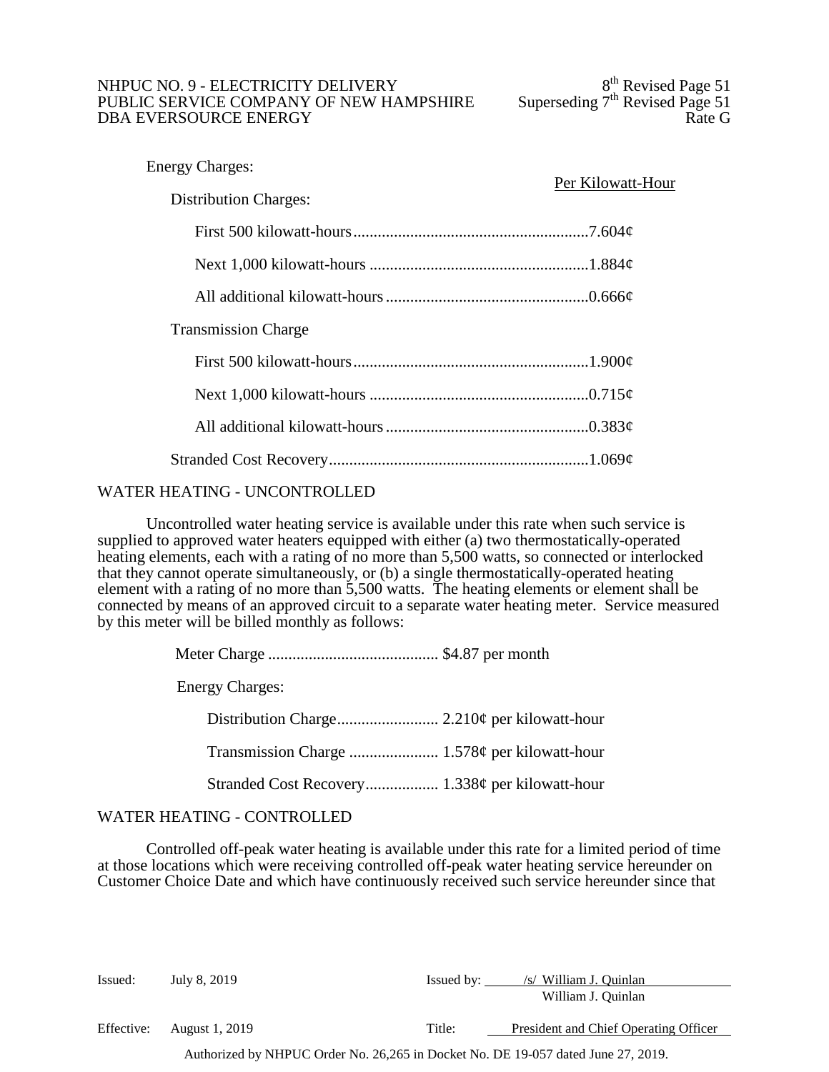Energy Charges:

| | Per Kilowatt-Hour |
|---|---|
| **Distribution Charges:** | |
| First 500 kilowatt-hours | 7.604¢ |
| Next 1,000 kilowatt-hours | 1.884¢ |
| All additional kilowatt-hours | 0.666¢ |
| **Transmission Charge** | |
| First 500 kilowatt-hours | 1.900¢ |
| Next 1,000 kilowatt-hours | 0.715¢ |
| All additional kilowatt-hours | 0.383¢ |
| Stranded Cost Recovery | 1.069¢ |

## WATER HEATING - UNCONTROLLED

Uncontrolled water heating service is available under this rate when such service is supplied to approved water heaters equipped with either (a) two thermostatically-operated heating elements, each with a rating of no more than 5,500 watts, so connected or interlocked that they cannot operate simultaneously, or (b) a single thermostatically-operated heating element with a rating of no more than 5,500 watts. The heating elements or element shall be connected by means of an approved circuit to a separate water heating meter. Service measured by this meter will be billed monthly as follows:

Meter Charge .......................................... $4.87 per month

Energy Charges:

- Distribution Charge......................... 2.210¢ per kilowatt-hour
- Transmission Charge ...................... 1.578¢ per kilowatt-hour
- Stranded Cost Recovery.................. 1.338¢ per kilowatt-hour

## WATER HEATING - CONTROLLED

Controlled off-peak water heating is available under this rate for a limited period of time at those locations which were receiving controlled off-peak water heating service hereunder on Customer Choice Date and which have continuously received such service hereunder since that

Issued: July 8, 2019 Issued by: /s/ William J. Quinlan
William J. Quinlan

Effective: August 1, 2019 Title: President and Chief Operating Officer

Authorized by NHPUC Order No. 26,265 in Docket No. DE 19-057 dated June 27, 2019.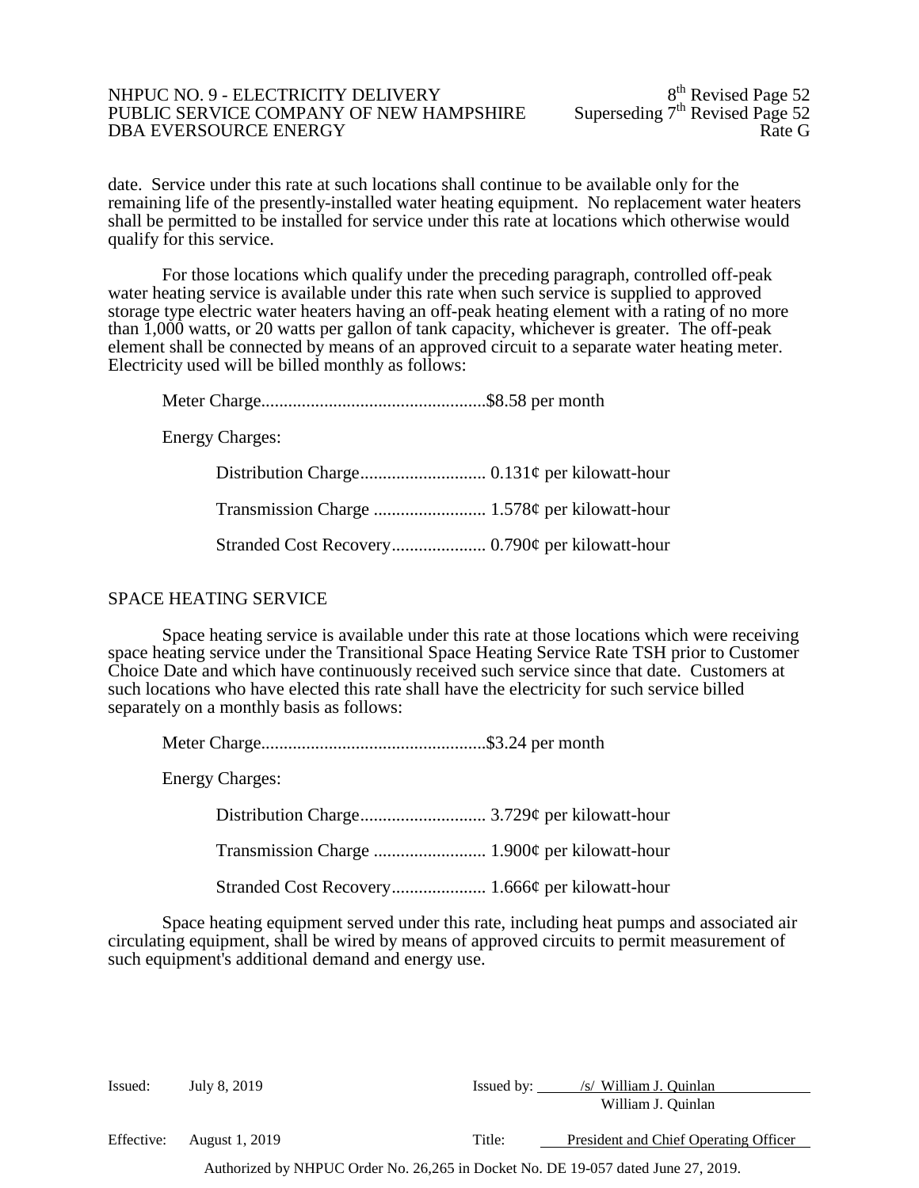date. Service under this rate at such locations shall continue to be available only for the remaining life of the presently-installed water heating equipment. No replacement water heaters shall be permitted to be installed for service under this rate at locations which otherwise would qualify for this service.

For those locations which qualify under the preceding paragraph, controlled off-peak water heating service is available under this rate when such service is supplied to approved storage type electric water heaters having an off-peak heating element with a rating of no more than 1,000 watts, or 20 watts per gallon of tank capacity, whichever is greater. The off-peak element shall be connected by means of an approved circuit to a separate water heating meter. Electricity used will be billed monthly as follows:

Meter Charge..................................................$8.58 per month

Energy Charges:

Distribution Charge............................ 0.131¢ per kilowatt-hour

Transmission Charge ......................... 1.578¢ per kilowatt-hour

Stranded Cost Recovery..................... 0.790¢ per kilowatt-hour

## SPACE HEATING SERVICE

Space heating service is available under this rate at those locations which were receiving space heating service under the Transitional Space Heating Service Rate TSH prior to Customer Choice Date and which have continuously received such service since that date. Customers at such locations who have elected this rate shall have the electricity for such service billed separately on a monthly basis as follows:

Meter Charge..................................................$3.24 per month

Energy Charges:

Distribution Charge............................ 3.729¢ per kilowatt-hour

Transmission Charge ......................... 1.900¢ per kilowatt-hour

Stranded Cost Recovery..................... 1.666¢ per kilowatt-hour

Space heating equipment served under this rate, including heat pumps and associated air circulating equipment, shall be wired by means of approved circuits to permit measurement of such equipment's additional demand and energy use.

Issued: July 8, 2019 Issued by: /s/ William J. Quinlan
William J. Quinlan

Effective: August 1, 2019 Title: President and Chief Operating Officer

Authorized by NHPUC Order No. 26,265 in Docket No. DE 19-057 dated June 27, 2019.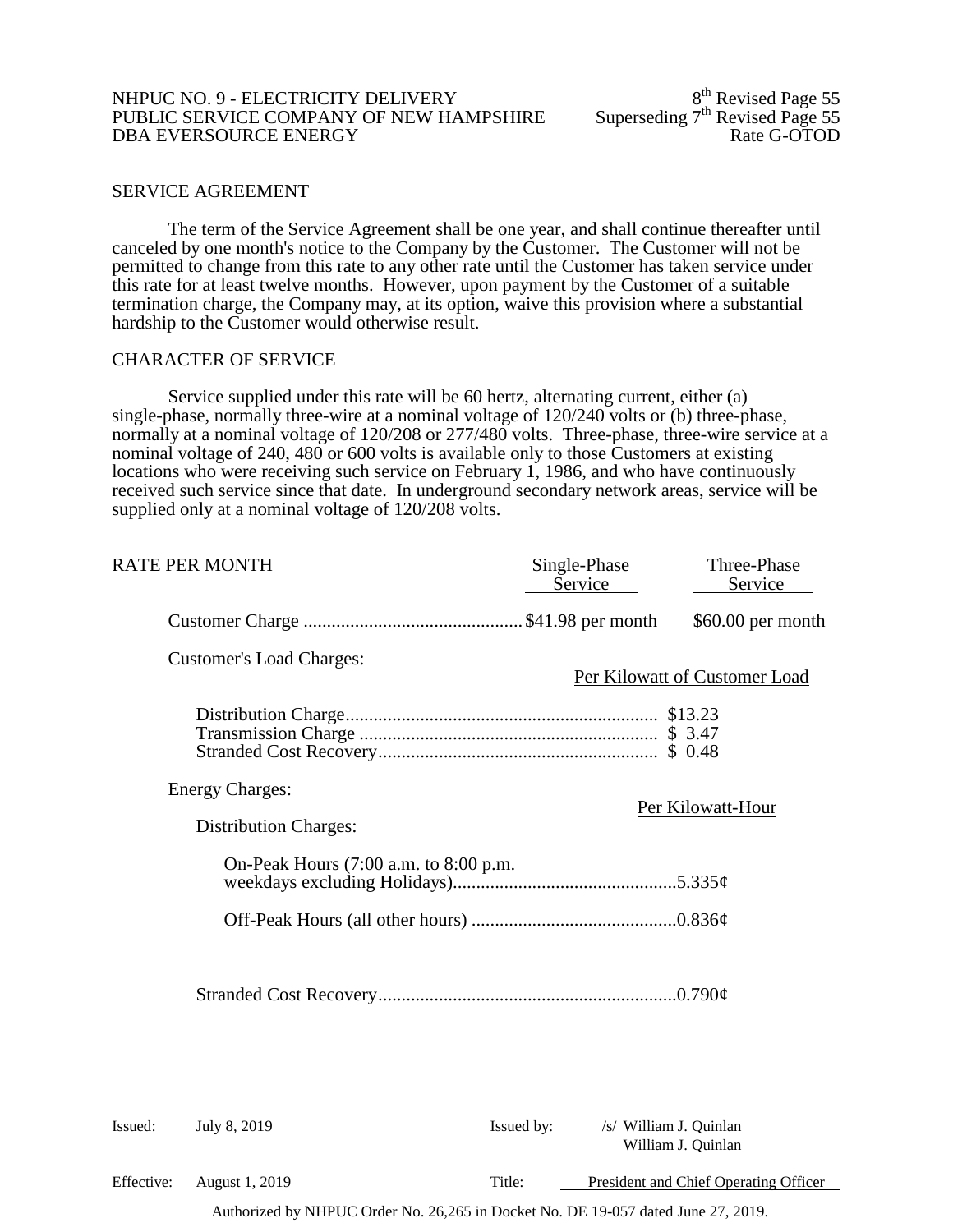## SERVICE AGREEMENT

The term of the Service Agreement shall be one year, and shall continue thereafter until canceled by one month's notice to the Company by the Customer. The Customer will not be permitted to change from this rate to any other rate until the Customer has taken service under this rate for at least twelve months. However, upon payment by the Customer of a suitable termination charge, the Company may, at its option, waive this provision where a substantial hardship to the Customer would otherwise result.

## CHARACTER OF SERVICE

Service supplied under this rate will be 60 hertz, alternating current, either (a) single-phase, normally three-wire at a nominal voltage of 120/240 volts or (b) three-phase, normally at a nominal voltage of 120/208 or 277/480 volts. Three-phase, three-wire service at a nominal voltage of 240, 480 or 600 volts is available only to those Customers at existing locations who were receiving such service on February 1, 1986, and who have continuously received such service since that date. In underground secondary network areas, service will be supplied only at a nominal voltage of 120/208 volts.

## RATE PER MONTH

| | Single-Phase Service | Three-Phase Service |
|---|---|---|
| Customer Charge | $41.98 per month | $60.00 per month |

Customer's Load Charges:

| | Per Kilowatt of Customer Load |
|---|---|
| Distribution Charge | $13.23 |
| Transmission Charge | $ 3.47 |
| Stranded Cost Recovery | $ 0.48 |

Energy Charges:

| | Per Kilowatt-Hour |
|---|---|
| Distribution Charges: | |
| On-Peak Hours (7:00 a.m. to 8:00 p.m. weekdays excluding Holidays) | 5.335¢ |
| Off-Peak Hours (all other hours) | 0.836¢ |
| Stranded Cost Recovery | 0.790¢ |

Issued: July 8, 2019

Issued by: /s/ William J. Quinlan
William J. Quinlan

Effective: August 1, 2019

Title: President and Chief Operating Officer

Authorized by NHPUC Order No. 26,265 in Docket No. DE 19-057 dated June 27, 2019.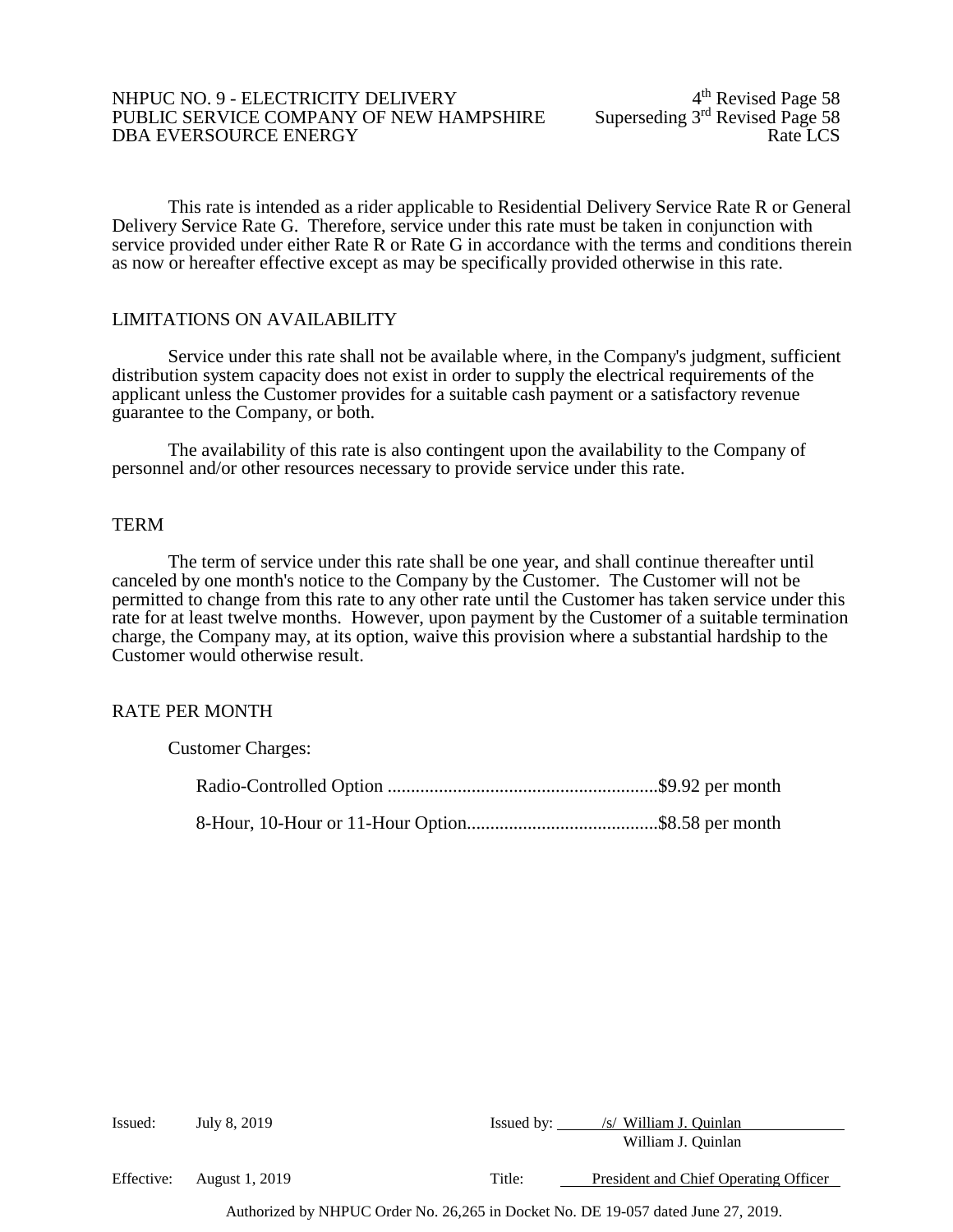This rate is intended as a rider applicable to Residential Delivery Service Rate R or General Delivery Service Rate G. Therefore, service under this rate must be taken in conjunction with service provided under either Rate R or Rate G in accordance with the terms and conditions therein as now or hereafter effective except as may be specifically provided otherwise in this rate.

## LIMITATIONS ON AVAILABILITY

Service under this rate shall not be available where, in the Company's judgment, sufficient distribution system capacity does not exist in order to supply the electrical requirements of the applicant unless the Customer provides for a suitable cash payment or a satisfactory revenue guarantee to the Company, or both.

The availability of this rate is also contingent upon the availability to the Company of personnel and/or other resources necessary to provide service under this rate.

## TERM

The term of service under this rate shall be one year, and shall continue thereafter until canceled by one month's notice to the Company by the Customer. The Customer will not be permitted to change from this rate to any other rate until the Customer has taken service under this rate for at least twelve months. However, upon payment by the Customer of a suitable termination charge, the Company may, at its option, waive this provision where a substantial hardship to the Customer would otherwise result.

## RATE PER MONTH

Customer Charges:

Radio-Controlled Option ..........................................................$9.92 per month

8-Hour, 10-Hour or 11-Hour Option.........................................$8.58 per month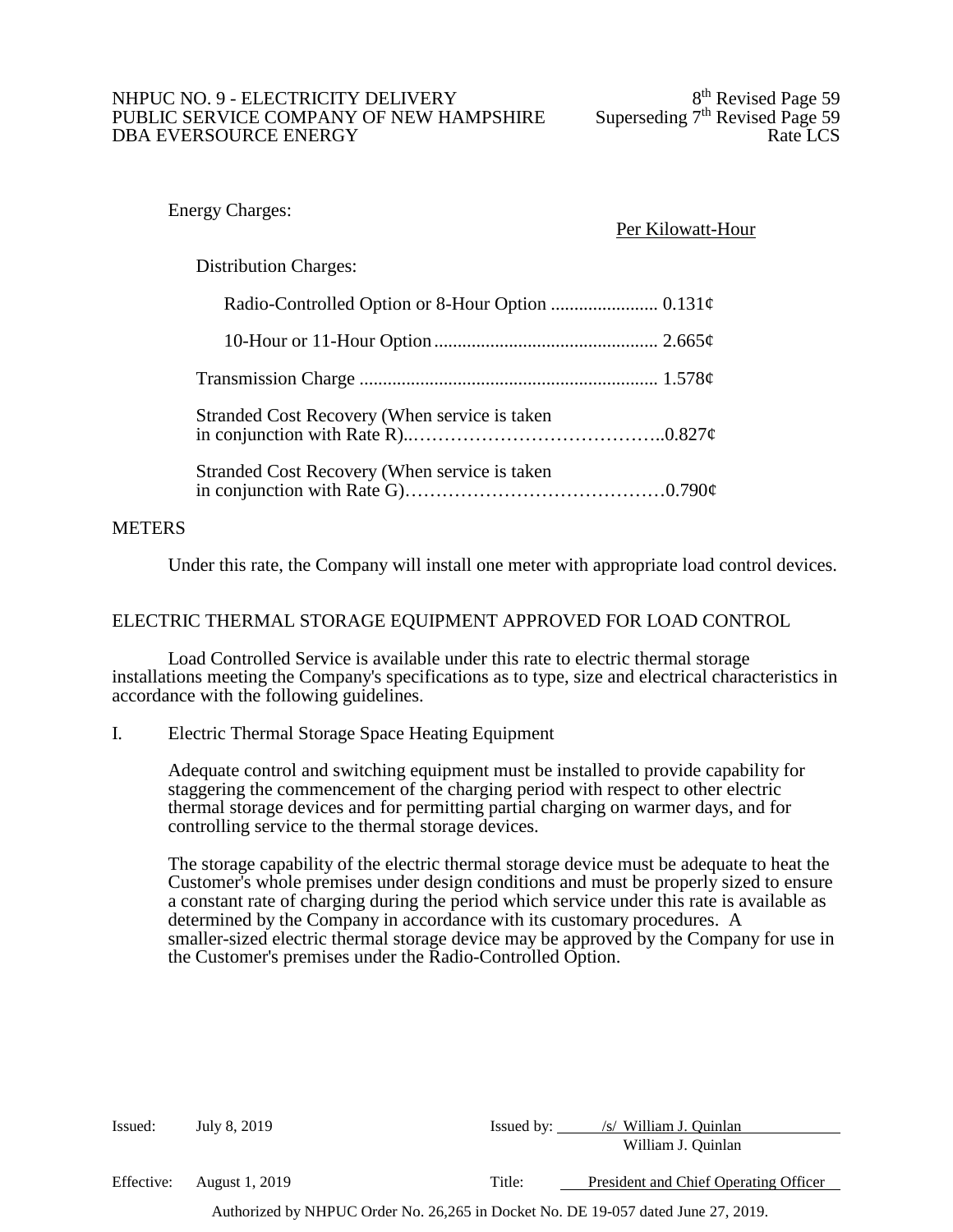Energy Charges:

Per Kilowatt-Hour

Distribution Charges:

| Charge | Per Kilowatt-Hour |
|---|---|
| Radio-Controlled Option or 8-Hour Option | 0.131¢ |
| 10-Hour or 11-Hour Option | 2.665¢ |
| Transmission Charge | 1.578¢ |
| Stranded Cost Recovery (When service is taken in conjunction with Rate R) | 0.827¢ |
| Stranded Cost Recovery (When service is taken in conjunction with Rate G) | 0.790¢ |

METERS

Under this rate, the Company will install one meter with appropriate load control devices.

ELECTRIC THERMAL STORAGE EQUIPMENT APPROVED FOR LOAD CONTROL

Load Controlled Service is available under this rate to electric thermal storage installations meeting the Company's specifications as to type, size and electrical characteristics in accordance with the following guidelines.

I. Electric Thermal Storage Space Heating Equipment

Adequate control and switching equipment must be installed to provide capability for staggering the commencement of the charging period with respect to other electric thermal storage devices and for permitting partial charging on warmer days, and for controlling service to the thermal storage devices.

The storage capability of the electric thermal storage device must be adequate to heat the Customer's whole premises under design conditions and must be properly sized to ensure a constant rate of charging during the period which service under this rate is available as determined by the Company in accordance with its customary procedures. A smaller-sized electric thermal storage device may be approved by the Company for use in the Customer's premises under the Radio-Controlled Option.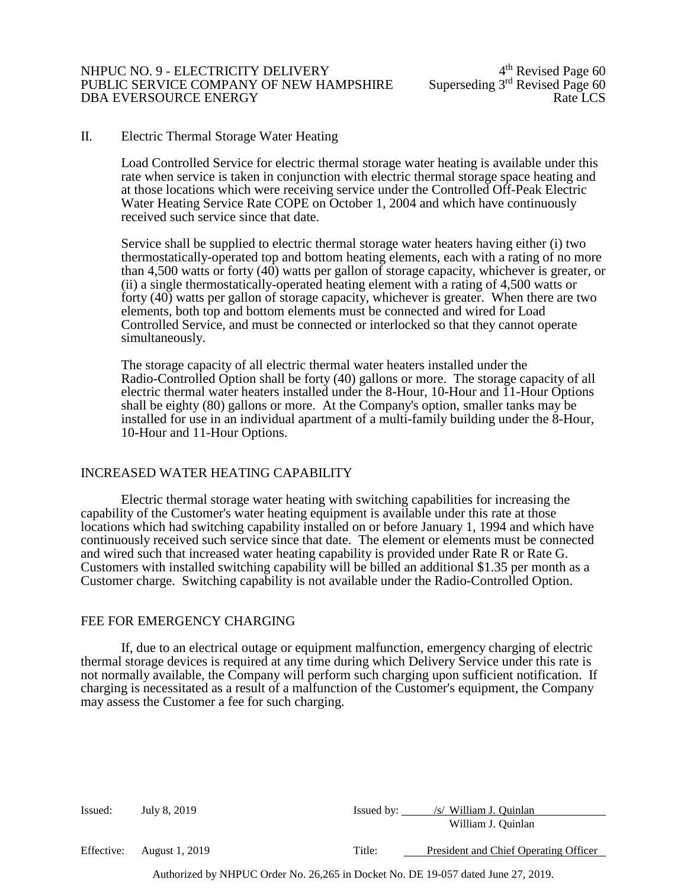## II. Electric Thermal Storage Water Heating

Load Controlled Service for electric thermal storage water heating is available under this rate when service is taken in conjunction with electric thermal storage space heating and at those locations which were receiving service under the Controlled Off-Peak Electric Water Heating Service Rate COPE on October 1, 2004 and which have continuously received such service since that date.

Service shall be supplied to electric thermal storage water heaters having either (i) two thermostatically-operated top and bottom heating elements, each with a rating of no more than 4,500 watts or forty (40) watts per gallon of storage capacity, whichever is greater, or (ii) a single thermostatically-operated heating element with a rating of 4,500 watts or forty (40) watts per gallon of storage capacity, whichever is greater. When there are two elements, both top and bottom elements must be connected and wired for Load Controlled Service, and must be connected or interlocked so that they cannot operate simultaneously.

The storage capacity of all electric thermal water heaters installed under the Radio-Controlled Option shall be forty (40) gallons or more. The storage capacity of all electric thermal water heaters installed under the 8-Hour, 10-Hour and 11-Hour Options shall be eighty (80) gallons or more. At the Company's option, smaller tanks may be installed for use in an individual apartment of a multi-family building under the 8-Hour, 10-Hour and 11-Hour Options.

## INCREASED WATER HEATING CAPABILITY

Electric thermal storage water heating with switching capabilities for increasing the capability of the Customer's water heating equipment is available under this rate at those locations which had switching capability installed on or before January 1, 1994 and which have continuously received such service since that date. The element or elements must be connected and wired such that increased water heating capability is provided under Rate R or Rate G. Customers with installed switching capability will be billed an additional $1.35 per month as a Customer charge. Switching capability is not available under the Radio-Controlled Option.

## FEE FOR EMERGENCY CHARGING

If, due to an electrical outage or equipment malfunction, emergency charging of electric thermal storage devices is required at any time during which Delivery Service under this rate is not normally available, the Company will perform such charging upon sufficient notification. If charging is necessitated as a result of a malfunction of the Customer's equipment, the Company may assess the Customer a fee for such charging.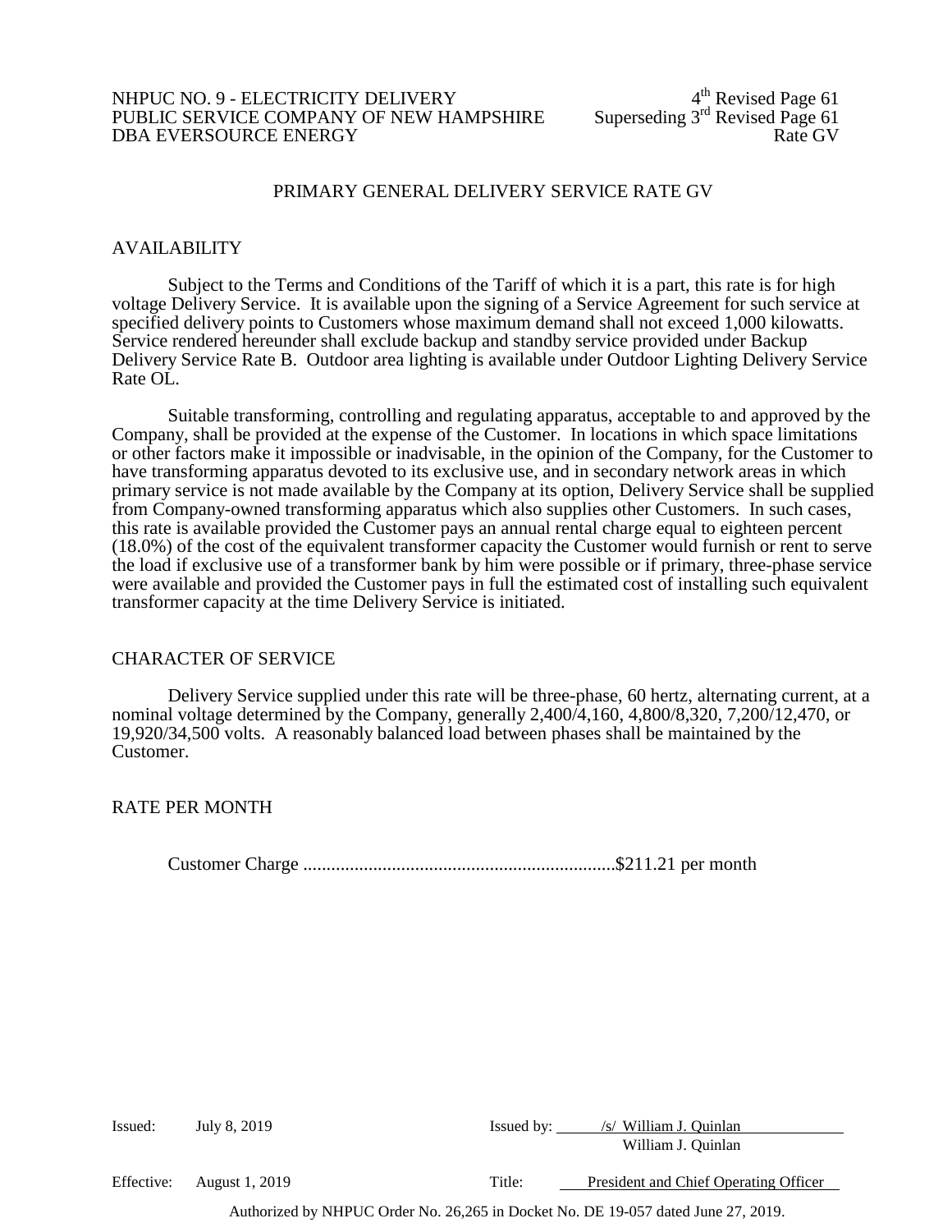# PRIMARY GENERAL DELIVERY SERVICE RATE GV

## AVAILABILITY

Subject to the Terms and Conditions of the Tariff of which it is a part, this rate is for high voltage Delivery Service. It is available upon the signing of a Service Agreement for such service at specified delivery points to Customers whose maximum demand shall not exceed 1,000 kilowatts. Service rendered hereunder shall exclude backup and standby service provided under Backup Delivery Service Rate B. Outdoor area lighting is available under Outdoor Lighting Delivery Service Rate OL.

Suitable transforming, controlling and regulating apparatus, acceptable to and approved by the Company, shall be provided at the expense of the Customer. In locations in which space limitations or other factors make it impossible or inadvisable, in the opinion of the Company, for the Customer to have transforming apparatus devoted to its exclusive use, and in secondary network areas in which primary service is not made available by the Company at its option, Delivery Service shall be supplied from Company-owned transforming apparatus which also supplies other Customers. In such cases, this rate is available provided the Customer pays an annual rental charge equal to eighteen percent (18.0%) of the cost of the equivalent transformer capacity the Customer would furnish or rent to serve the load if exclusive use of a transformer bank by him were possible or if primary, three-phase service were available and provided the Customer pays in full the estimated cost of installing such equivalent transformer capacity at the time Delivery Service is initiated.

## CHARACTER OF SERVICE

Delivery Service supplied under this rate will be three-phase, 60 hertz, alternating current, at a nominal voltage determined by the Company, generally 2,400/4,160, 4,800/8,320, 7,200/12,470, or 19,920/34,500 volts. A reasonably balanced load between phases shall be maintained by the Customer.

## RATE PER MONTH

Customer Charge ...................................................................$211.21 per month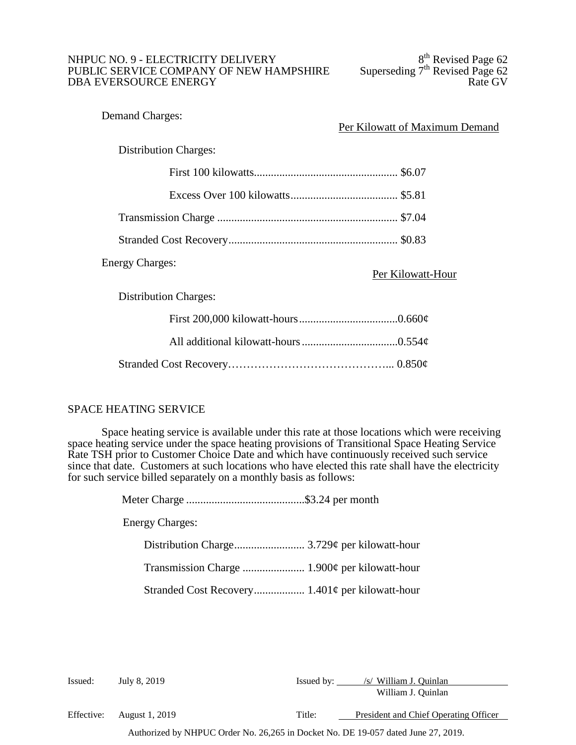Demand Charges:

| | Per Kilowatt of Maximum Demand |
|---|---|
| Distribution Charges: | |
| First 100 kilowatts | $6.07 |
| Excess Over 100 kilowatts | $5.81 |
| Transmission Charge | $7.04 |
| Stranded Cost Recovery | $0.83 |

Energy Charges:

| | Per Kilowatt-Hour |
|---|---|
| Distribution Charges: | |
| First 200,000 kilowatt-hours | 0.660¢ |
| All additional kilowatt-hours | 0.554¢ |
| Stranded Cost Recovery | 0.850¢ |

## SPACE HEATING SERVICE

Space heating service is available under this rate at those locations which were receiving space heating service under the space heating provisions of Transitional Space Heating Service Rate TSH prior to Customer Choice Date and which have continuously received such service since that date. Customers at such locations who have elected this rate shall have the electricity for such service billed separately on a monthly basis as follows:

Meter Charge ..........................................$3.24 per month

Energy Charges:

- Distribution Charge......................... 3.729¢ per kilowatt-hour
- Transmission Charge ...................... 1.900¢ per kilowatt-hour
- Stranded Cost Recovery.................. 1.401¢ per kilowatt-hour

Issued: July 8, 2019 Issued by: /s/ William J. Quinlan
William J. Quinlan

Effective: August 1, 2019 Title: President and Chief Operating Officer

Authorized by NHPUC Order No. 26,265 in Docket No. DE 19-057 dated June 27, 2019.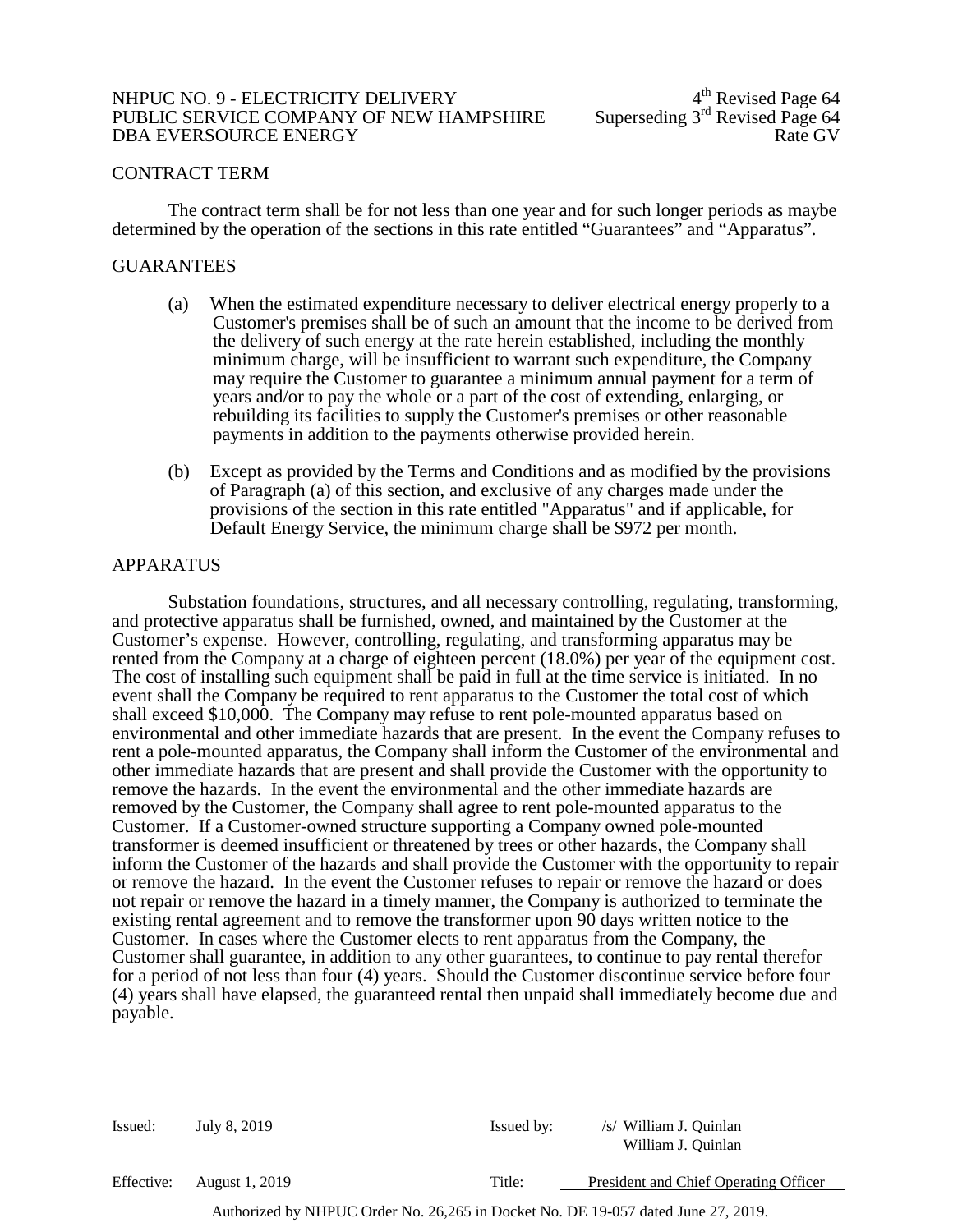## CONTRACT TERM

The contract term shall be for not less than one year and for such longer periods as maybe determined by the operation of the sections in this rate entitled "Guarantees" and "Apparatus".

## GUARANTEES

(a) When the estimated expenditure necessary to deliver electrical energy properly to a Customer's premises shall be of such an amount that the income to be derived from the delivery of such energy at the rate herein established, including the monthly minimum charge, will be insufficient to warrant such expenditure, the Company may require the Customer to guarantee a minimum annual payment for a term of years and/or to pay the whole or a part of the cost of extending, enlarging, or rebuilding its facilities to supply the Customer's premises or other reasonable payments in addition to the payments otherwise provided herein.

(b) Except as provided by the Terms and Conditions and as modified by the provisions of Paragraph (a) of this section, and exclusive of any charges made under the provisions of the section in this rate entitled "Apparatus" and if applicable, for Default Energy Service, the minimum charge shall be $972 per month.

## APPARATUS

Substation foundations, structures, and all necessary controlling, regulating, transforming, and protective apparatus shall be furnished, owned, and maintained by the Customer at the Customer's expense. However, controlling, regulating, and transforming apparatus may be rented from the Company at a charge of eighteen percent (18.0%) per year of the equipment cost. The cost of installing such equipment shall be paid in full at the time service is initiated. In no event shall the Company be required to rent apparatus to the Customer the total cost of which shall exceed $10,000. The Company may refuse to rent pole-mounted apparatus based on environmental and other immediate hazards that are present. In the event the Company refuses to rent a pole-mounted apparatus, the Company shall inform the Customer of the environmental and other immediate hazards that are present and shall provide the Customer with the opportunity to remove the hazards. In the event the environmental and the other immediate hazards are removed by the Customer, the Company shall agree to rent pole-mounted apparatus to the Customer. If a Customer-owned structure supporting a Company owned pole-mounted transformer is deemed insufficient or threatened by trees or other hazards, the Company shall inform the Customer of the hazards and shall provide the Customer with the opportunity to repair or remove the hazard. In the event the Customer refuses to repair or remove the hazard or does not repair or remove the hazard in a timely manner, the Company is authorized to terminate the existing rental agreement and to remove the transformer upon 90 days written notice to the Customer. In cases where the Customer elects to rent apparatus from the Company, the Customer shall guarantee, in addition to any other guarantees, to continue to pay rental therefor for a period of not less than four (4) years. Should the Customer discontinue service before four (4) years shall have elapsed, the guaranteed rental then unpaid shall immediately become due and payable.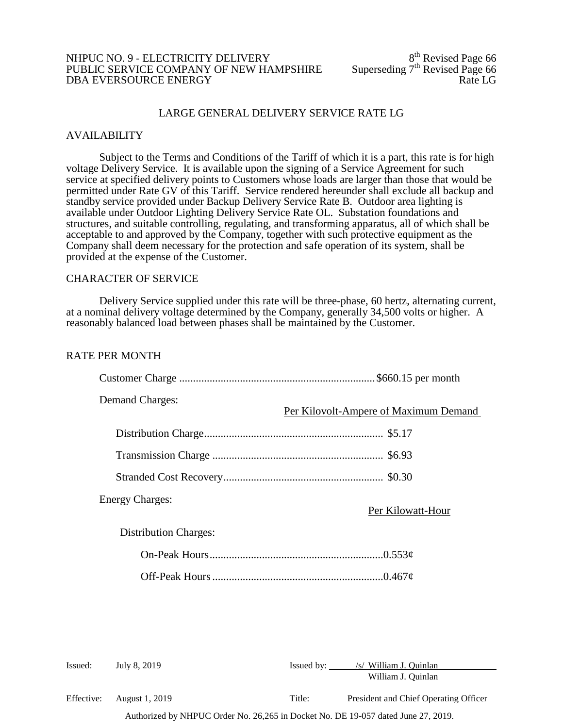NHPUC NO. 9 - ELECTRICITY DELIVERY
PUBLIC SERVICE COMPANY OF NEW HAMPSHIRE
DBA EVERSOURCE ENERGY

8th Revised Page 66
Superseding 7th Revised Page 66
Rate LG

# LARGE GENERAL DELIVERY SERVICE RATE LG

## AVAILABILITY

Subject to the Terms and Conditions of the Tariff of which it is a part, this rate is for high voltage Delivery Service. It is available upon the signing of a Service Agreement for such service at specified delivery points to Customers whose loads are larger than those that would be permitted under Rate GV of this Tariff. Service rendered hereunder shall exclude all backup and standby service provided under Backup Delivery Service Rate B. Outdoor area lighting is available under Outdoor Lighting Delivery Service Rate OL. Substation foundations and structures, and suitable controlling, regulating, and transforming apparatus, all of which shall be acceptable to and approved by the Company, together with such protective equipment as the Company shall deem necessary for the protection and safe operation of its system, shall be provided at the expense of the Customer.

## CHARACTER OF SERVICE

Delivery Service supplied under this rate will be three-phase, 60 hertz, alternating current, at a nominal delivery voltage determined by the Company, generally 34,500 volts or higher. A reasonably balanced load between phases shall be maintained by the Customer.

## RATE PER MONTH

Customer Charge ....................................................................... $660.15 per month

Demand Charges:

| | Per Kilovolt-Ampere of Maximum Demand |
|---|---|
| Distribution Charge | $5.17 |
| Transmission Charge | $6.93 |
| Stranded Cost Recovery | $0.30 |

Energy Charges:

| | Per Kilowatt-Hour |
|---|---|
| Distribution Charges: | |
| On-Peak Hours | 0.553¢ |
| Off-Peak Hours | 0.467¢ |

Issued: July 8, 2019 — Issued by: /s/ William J. Quinlan, William J. Quinlan

Effective: August 1, 2019 — Title: President and Chief Operating Officer

Authorized by NHPUC Order No. 26,265 in Docket No. DE 19-057 dated June 27, 2019.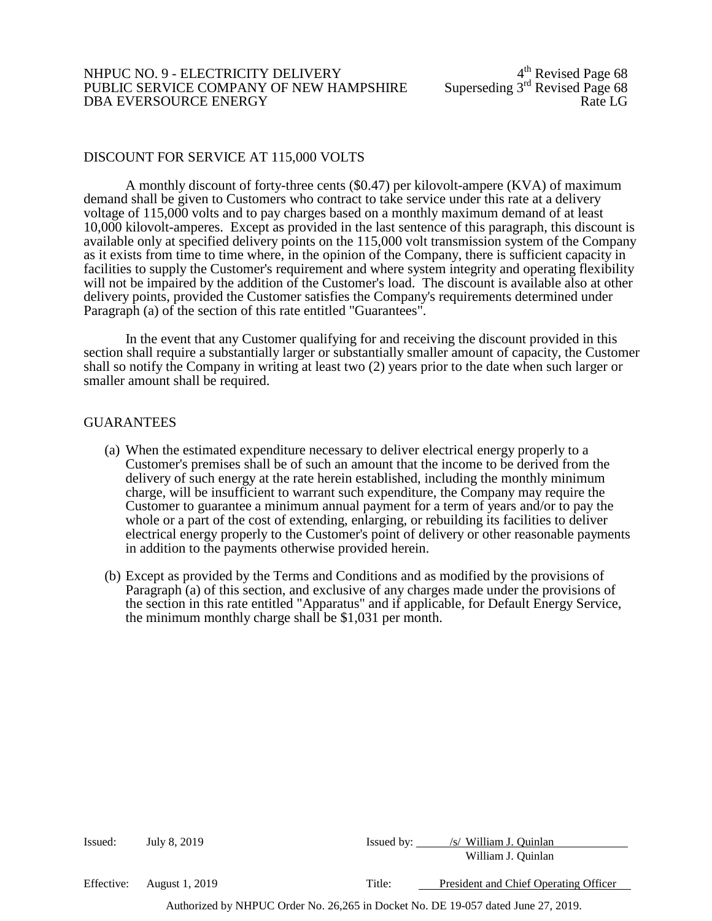## DISCOUNT FOR SERVICE AT 115,000 VOLTS

A monthly discount of forty-three cents ($0.47) per kilovolt-ampere (KVA) of maximum demand shall be given to Customers who contract to take service under this rate at a delivery voltage of 115,000 volts and to pay charges based on a monthly maximum demand of at least 10,000 kilovolt-amperes. Except as provided in the last sentence of this paragraph, this discount is available only at specified delivery points on the 115,000 volt transmission system of the Company as it exists from time to time where, in the opinion of the Company, there is sufficient capacity in facilities to supply the Customer's requirement and where system integrity and operating flexibility will not be impaired by the addition of the Customer's load. The discount is available also at other delivery points, provided the Customer satisfies the Company's requirements determined under Paragraph (a) of the section of this rate entitled "Guarantees".

In the event that any Customer qualifying for and receiving the discount provided in this section shall require a substantially larger or substantially smaller amount of capacity, the Customer shall so notify the Company in writing at least two (2) years prior to the date when such larger or smaller amount shall be required.

## GUARANTEES

(a) When the estimated expenditure necessary to deliver electrical energy properly to a Customer's premises shall be of such an amount that the income to be derived from the delivery of such energy at the rate herein established, including the monthly minimum charge, will be insufficient to warrant such expenditure, the Company may require the Customer to guarantee a minimum annual payment for a term of years and/or to pay the whole or a part of the cost of extending, enlarging, or rebuilding its facilities to deliver electrical energy properly to the Customer's point of delivery or other reasonable payments in addition to the payments otherwise provided herein.

(b) Except as provided by the Terms and Conditions and as modified by the provisions of Paragraph (a) of this section, and exclusive of any charges made under the provisions of the section in this rate entitled "Apparatus" and if applicable, for Default Energy Service, the minimum monthly charge shall be $1,031 per month.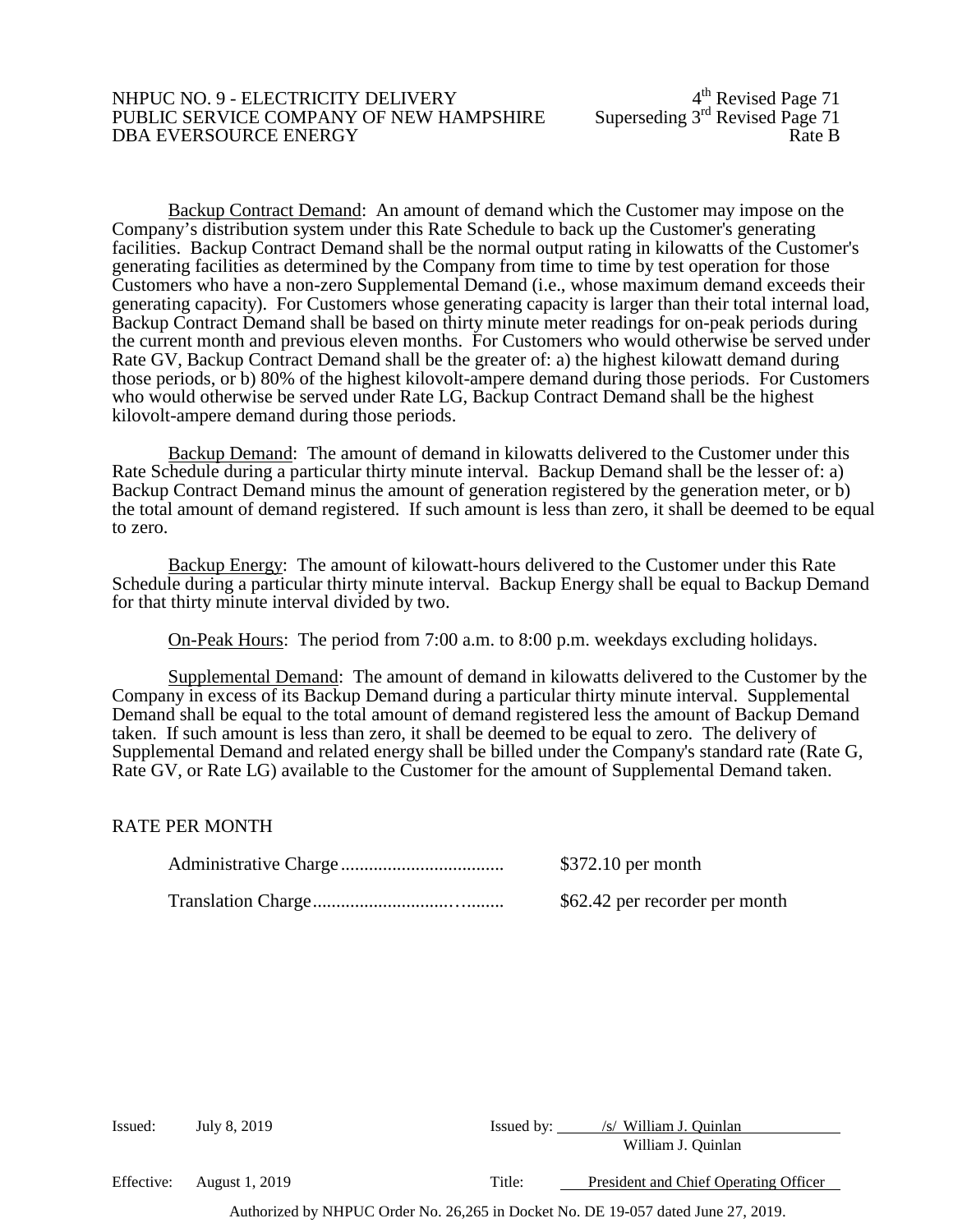<u>Backup Contract Demand</u>: An amount of demand which the Customer may impose on the Company's distribution system under this Rate Schedule to back up the Customer's generating facilities. Backup Contract Demand shall be the normal output rating in kilowatts of the Customer's generating facilities as determined by the Company from time to time by test operation for those Customers who have a non-zero Supplemental Demand (i.e., whose maximum demand exceeds their generating capacity). For Customers whose generating capacity is larger than their total internal load, Backup Contract Demand shall be based on thirty minute meter readings for on-peak periods during the current month and previous eleven months. For Customers who would otherwise be served under Rate GV, Backup Contract Demand shall be the greater of: a) the highest kilowatt demand during those periods, or b) 80% of the highest kilovolt-ampere demand during those periods. For Customers who would otherwise be served under Rate LG, Backup Contract Demand shall be the highest kilovolt-ampere demand during those periods.

<u>Backup Demand</u>: The amount of demand in kilowatts delivered to the Customer under this Rate Schedule during a particular thirty minute interval. Backup Demand shall be the lesser of: a) Backup Contract Demand minus the amount of generation registered by the generation meter, or b) the total amount of demand registered. If such amount is less than zero, it shall be deemed to be equal to zero.

<u>Backup Energy</u>: The amount of kilowatt-hours delivered to the Customer under this Rate Schedule during a particular thirty minute interval. Backup Energy shall be equal to Backup Demand for that thirty minute interval divided by two.

<u>On-Peak Hours</u>: The period from 7:00 a.m. to 8:00 p.m. weekdays excluding holidays.

<u>Supplemental Demand</u>: The amount of demand in kilowatts delivered to the Customer by the Company in excess of its Backup Demand during a particular thirty minute interval. Supplemental Demand shall be equal to the total amount of demand registered less the amount of Backup Demand taken. If such amount is less than zero, it shall be deemed to be equal to zero. The delivery of Supplemental Demand and related energy shall be billed under the Company's standard rate (Rate G, Rate GV, or Rate LG) available to the Customer for the amount of Supplemental Demand taken.

RATE PER MONTH

| | |
|---|---|
| Administrative Charge | $372.10 per month |
| Translation Charge | $62.42 per recorder per month |

Issued: July 8, 2019 Issued by: /s/ William J. Quinlan
William J. Quinlan

Effective: August 1, 2019 Title: President and Chief Operating Officer

Authorized by NHPUC Order No. 26,265 in Docket No. DE 19-057 dated June 27, 2019.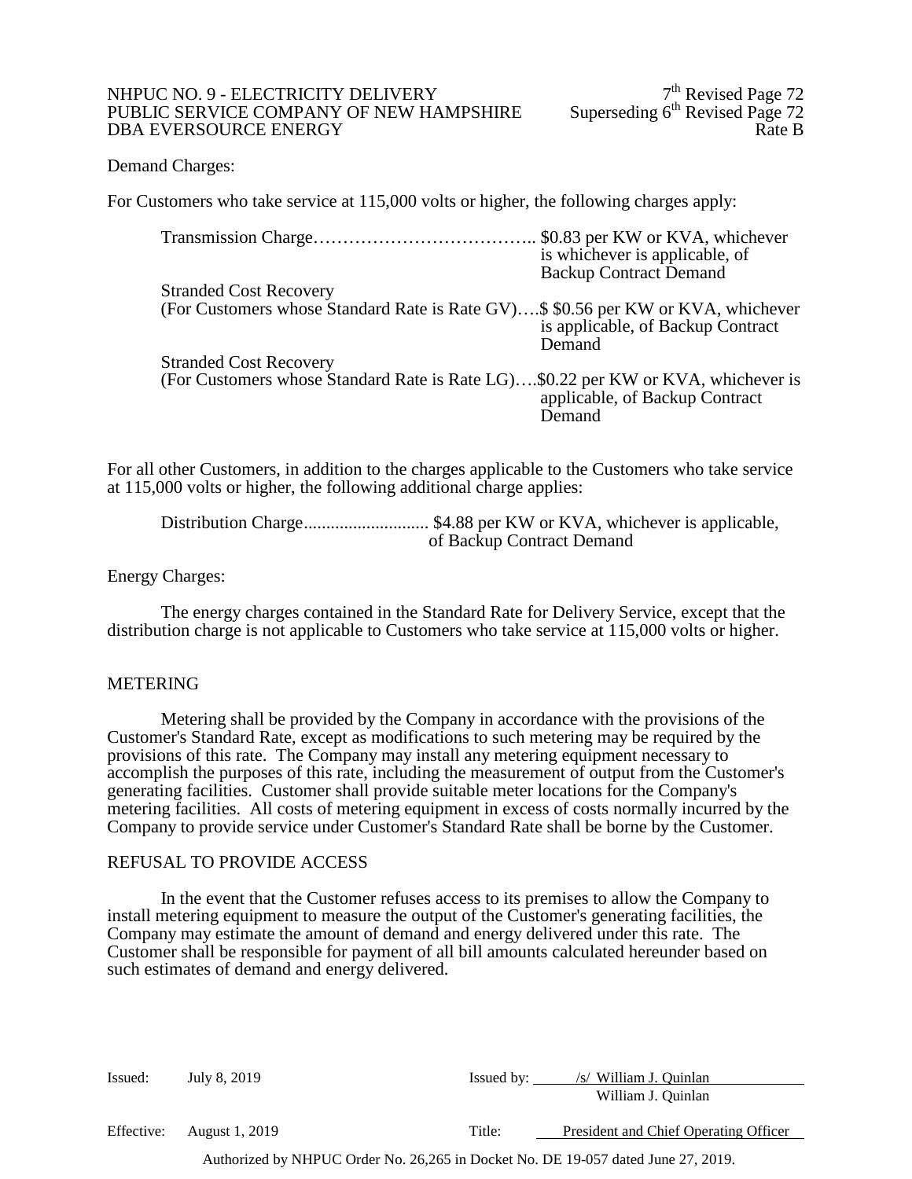Demand Charges:

For Customers who take service at 115,000 volts or higher, the following charges apply:

Transmission Charge……………………………….. $0.83 per KW or KVA, whichever is whichever is applicable, of Backup Contract Demand

Stranded Cost Recovery
(For Customers whose Standard Rate is Rate GV)….$ $0.56 per KW or KVA, whichever is applicable, of Backup Contract Demand

Stranded Cost Recovery
(For Customers whose Standard Rate is Rate LG)….$0.22 per KW or KVA, whichever is applicable, of Backup Contract Demand

For all other Customers, in addition to the charges applicable to the Customers who take service at 115,000 volts or higher, the following additional charge applies:

Distribution Charge........................... $4.88 per KW or KVA, whichever is applicable, of Backup Contract Demand

Energy Charges:

The energy charges contained in the Standard Rate for Delivery Service, except that the distribution charge is not applicable to Customers who take service at 115,000 volts or higher.

## METERING

Metering shall be provided by the Company in accordance with the provisions of the Customer's Standard Rate, except as modifications to such metering may be required by the provisions of this rate. The Company may install any metering equipment necessary to accomplish the purposes of this rate, including the measurement of output from the Customer's generating facilities. Customer shall provide suitable meter locations for the Company's metering facilities. All costs of metering equipment in excess of costs normally incurred by the Company to provide service under Customer's Standard Rate shall be borne by the Customer.

## REFUSAL TO PROVIDE ACCESS

In the event that the Customer refuses access to its premises to allow the Company to install metering equipment to measure the output of the Customer's generating facilities, the Company may estimate the amount of demand and energy delivered under this rate. The Customer shall be responsible for payment of all bill amounts calculated hereunder based on such estimates of demand and energy delivered.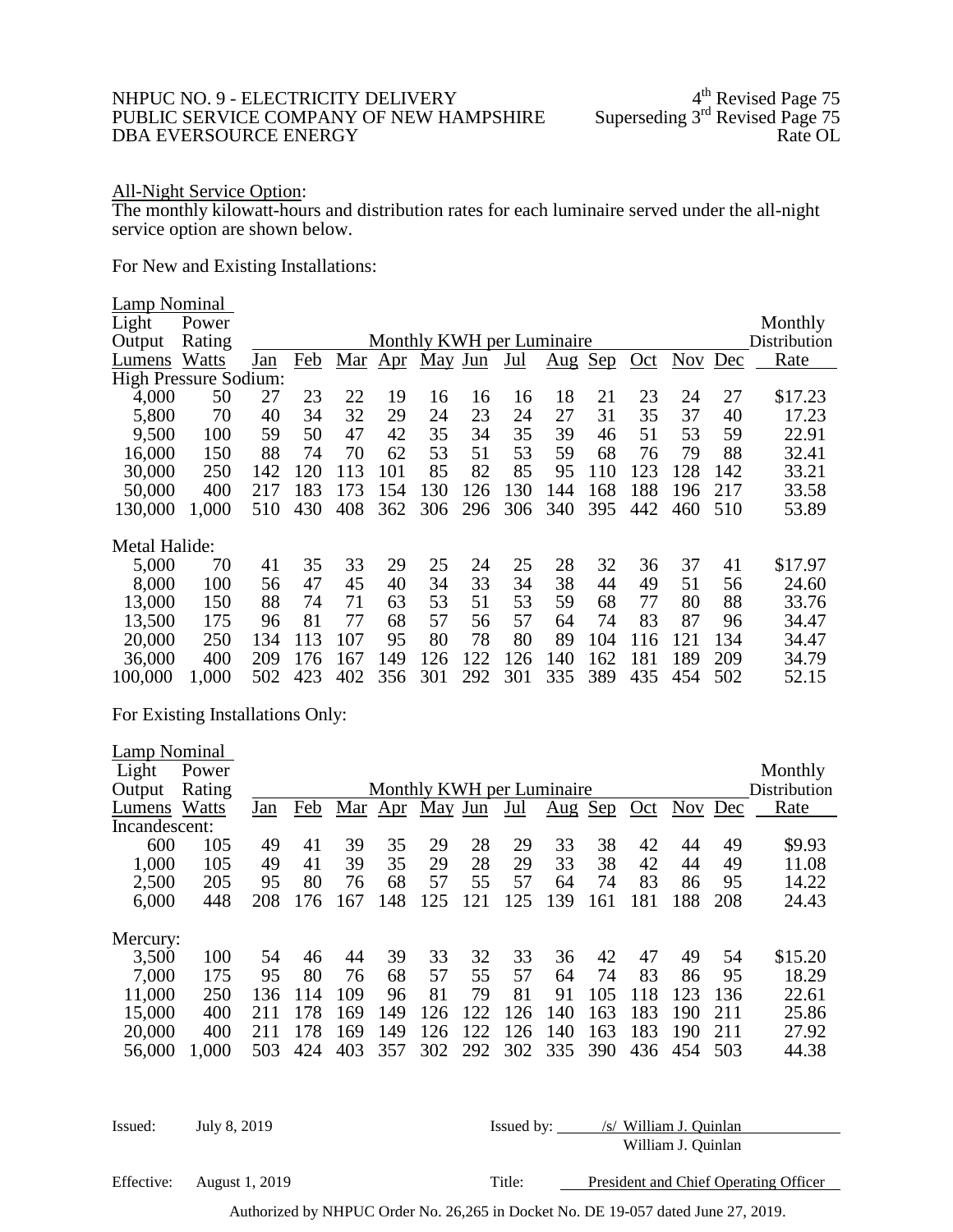All-Night Service Option:
The monthly kilowatt-hours and distribution rates for each luminaire served under the all-night service option are shown below.

For New and Existing Installations:

| Lamp Nominal Light Output Lumens | Power Rating Watts | Jan | Feb | Mar | Apr | May | Jun | Jul | Aug | Sep | Oct | Nov | Dec | Monthly Distribution Rate |
|---|---|---|---|---|---|---|---|---|---|---|---|---|---|---|
| | | Monthly KWH per Luminaire | | | | | | | | | | | | |
| High Pressure Sodium: | | | | | | | | | | | | | | |
| 4,000 | 50 | 27 | 23 | 22 | 19 | 16 | 16 | 16 | 18 | 21 | 23 | 24 | 27 | $17.23 |
| 5,800 | 70 | 40 | 34 | 32 | 29 | 24 | 23 | 24 | 27 | 31 | 35 | 37 | 40 | 17.23 |
| 9,500 | 100 | 59 | 50 | 47 | 42 | 35 | 34 | 35 | 39 | 46 | 51 | 53 | 59 | 22.91 |
| 16,000 | 150 | 88 | 74 | 70 | 62 | 53 | 51 | 53 | 59 | 68 | 76 | 79 | 88 | 32.41 |
| 30,000 | 250 | 142 | 120 | 113 | 101 | 85 | 82 | 85 | 95 | 110 | 123 | 128 | 142 | 33.21 |
| 50,000 | 400 | 217 | 183 | 173 | 154 | 130 | 126 | 130 | 144 | 168 | 188 | 196 | 217 | 33.58 |
| 130,000 | 1,000 | 510 | 430 | 408 | 362 | 306 | 296 | 306 | 340 | 395 | 442 | 460 | 510 | 53.89 |
| Metal Halide: | | | | | | | | | | | | | | |
| 5,000 | 70 | 41 | 35 | 33 | 29 | 25 | 24 | 25 | 28 | 32 | 36 | 37 | 41 | $17.97 |
| 8,000 | 100 | 56 | 47 | 45 | 40 | 34 | 33 | 34 | 38 | 44 | 49 | 51 | 56 | 24.60 |
| 13,000 | 150 | 88 | 74 | 71 | 63 | 53 | 51 | 53 | 59 | 68 | 77 | 80 | 88 | 33.76 |
| 13,500 | 175 | 96 | 81 | 77 | 68 | 57 | 56 | 57 | 64 | 74 | 83 | 87 | 96 | 34.47 |
| 20,000 | 250 | 134 | 113 | 107 | 95 | 80 | 78 | 80 | 89 | 104 | 116 | 121 | 134 | 34.47 |
| 36,000 | 400 | 209 | 176 | 167 | 149 | 126 | 122 | 126 | 140 | 162 | 181 | 189 | 209 | 34.79 |
| 100,000 | 1,000 | 502 | 423 | 402 | 356 | 301 | 292 | 301 | 335 | 389 | 435 | 454 | 502 | 52.15 |

For Existing Installations Only:

| Lamp Nominal Light Output Lumens | Power Rating Watts | Jan | Feb | Mar | Apr | May | Jun | Jul | Aug | Sep | Oct | Nov | Dec | Monthly Distribution Rate |
|---|---|---|---|---|---|---|---|---|---|---|---|---|---|---|
| | | Monthly KWH per Luminaire | | | | | | | | | | | | |
| Incandescent: | | | | | | | | | | | | | | |
| 600 | 105 | 49 | 41 | 39 | 35 | 29 | 28 | 29 | 33 | 38 | 42 | 44 | 49 | $9.93 |
| 1,000 | 105 | 49 | 41 | 39 | 35 | 29 | 28 | 29 | 33 | 38 | 42 | 44 | 49 | 11.08 |
| 2,500 | 205 | 95 | 80 | 76 | 68 | 57 | 55 | 57 | 64 | 74 | 83 | 86 | 95 | 14.22 |
| 6,000 | 448 | 208 | 176 | 167 | 148 | 125 | 121 | 125 | 139 | 161 | 181 | 188 | 208 | 24.43 |
| Mercury: | | | | | | | | | | | | | | |
| 3,500 | 100 | 54 | 46 | 44 | 39 | 33 | 32 | 33 | 36 | 42 | 47 | 49 | 54 | $15.20 |
| 7,000 | 175 | 95 | 80 | 76 | 68 | 57 | 55 | 57 | 64 | 74 | 83 | 86 | 95 | 18.29 |
| 11,000 | 250 | 136 | 114 | 109 | 96 | 81 | 79 | 81 | 91 | 105 | 118 | 123 | 136 | 22.61 |
| 15,000 | 400 | 211 | 178 | 169 | 149 | 126 | 122 | 126 | 140 | 163 | 183 | 190 | 211 | 25.86 |
| 20,000 | 400 | 211 | 178 | 169 | 149 | 126 | 122 | 126 | 140 | 163 | 183 | 190 | 211 | 27.92 |
| 56,000 | 1,000 | 503 | 424 | 403 | 357 | 302 | 292 | 302 | 335 | 390 | 436 | 454 | 503 | 44.38 |

Issued: July 8, 2019  Issued by: /s/ William J. Quinlan
William J. Quinlan

Effective: August 1, 2019  Title: President and Chief Operating Officer

Authorized by NHPUC Order No. 26,265 in Docket No. DE 19-057 dated June 27, 2019.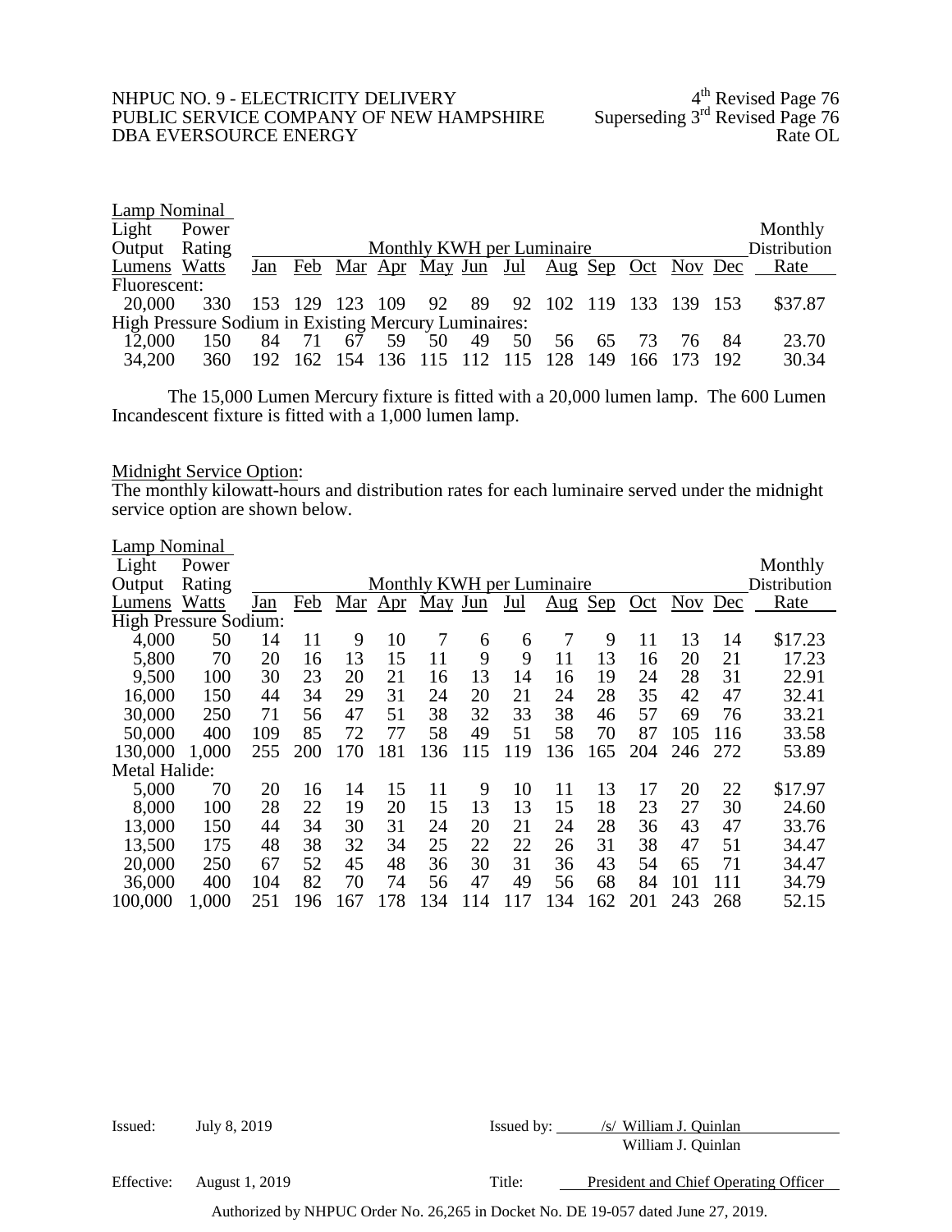| Lamp Nominal Light Output Lumens | Power Rating Watts | Monthly KWH per Luminaire Jan | Feb | Mar | Apr | May | Jun | Jul | Aug | Sep | Oct | Nov | Dec | Monthly Distribution Rate |
|---|---|---|---|---|---|---|---|---|---|---|---|---|---|---|
| Fluorescent: | | | | | | | | | | | | | | |
| 20,000 | 330 | 153 | 129 | 123 | 109 | 92 | 89 | 92 | 102 | 119 | 133 | 139 | 153 | $37.87 |
| High Pressure Sodium in Existing Mercury Luminaires: | | | | | | | | | | | | | | |
| 12,000 | 150 | 84 | 71 | 67 | 59 | 50 | 49 | 50 | 56 | 65 | 73 | 76 | 84 | 23.70 |
| 34,200 | 360 | 192 | 162 | 154 | 136 | 115 | 112 | 115 | 128 | 149 | 166 | 173 | 192 | 30.34 |

The 15,000 Lumen Mercury fixture is fitted with a 20,000 lumen lamp. The 600 Lumen Incandescent fixture is fitted with a 1,000 lumen lamp.

Midnight Service Option:

The monthly kilowatt-hours and distribution rates for each luminaire served under the midnight service option are shown below.

| Lamp Nominal Light Output Lumens | Power Rating Watts | Monthly KWH per Luminaire Jan | Feb | Mar | Apr | May | Jun | Jul | Aug | Sep | Oct | Nov | Dec | Monthly Distribution Rate |
|---|---|---|---|---|---|---|---|---|---|---|---|---|---|---|
| High Pressure Sodium: | | | | | | | | | | | | | | |
| 4,000 | 50 | 14 | 11 | 9 | 10 | 7 | 6 | 6 | 7 | 9 | 11 | 13 | 14 | $17.23 |
| 5,800 | 70 | 20 | 16 | 13 | 15 | 11 | 9 | 9 | 11 | 13 | 16 | 20 | 21 | 17.23 |
| 9,500 | 100 | 30 | 23 | 20 | 21 | 16 | 13 | 14 | 16 | 19 | 24 | 28 | 31 | 22.91 |
| 16,000 | 150 | 44 | 34 | 29 | 31 | 24 | 20 | 21 | 24 | 28 | 35 | 42 | 47 | 32.41 |
| 30,000 | 250 | 71 | 56 | 47 | 51 | 38 | 32 | 33 | 38 | 46 | 57 | 69 | 76 | 33.21 |
| 50,000 | 400 | 109 | 85 | 72 | 77 | 58 | 49 | 51 | 58 | 70 | 87 | 105 | 116 | 33.58 |
| 130,000 | 1,000 | 255 | 200 | 170 | 181 | 136 | 115 | 119 | 136 | 165 | 204 | 246 | 272 | 53.89 |
| Metal Halide: | | | | | | | | | | | | | | |
| 5,000 | 70 | 20 | 16 | 14 | 15 | 11 | 9 | 10 | 11 | 13 | 17 | 20 | 22 | $17.97 |
| 8,000 | 100 | 28 | 22 | 19 | 20 | 15 | 13 | 13 | 15 | 18 | 23 | 27 | 30 | 24.60 |
| 13,000 | 150 | 44 | 34 | 30 | 31 | 24 | 20 | 21 | 24 | 28 | 36 | 43 | 47 | 33.76 |
| 13,500 | 175 | 48 | 38 | 32 | 34 | 25 | 22 | 22 | 26 | 31 | 38 | 47 | 51 | 34.47 |
| 20,000 | 250 | 67 | 52 | 45 | 48 | 36 | 30 | 31 | 36 | 43 | 54 | 65 | 71 | 34.47 |
| 36,000 | 400 | 104 | 82 | 70 | 74 | 56 | 47 | 49 | 56 | 68 | 84 | 101 | 111 | 34.79 |
| 100,000 | 1,000 | 251 | 196 | 167 | 178 | 134 | 114 | 117 | 134 | 162 | 201 | 243 | 268 | 52.15 |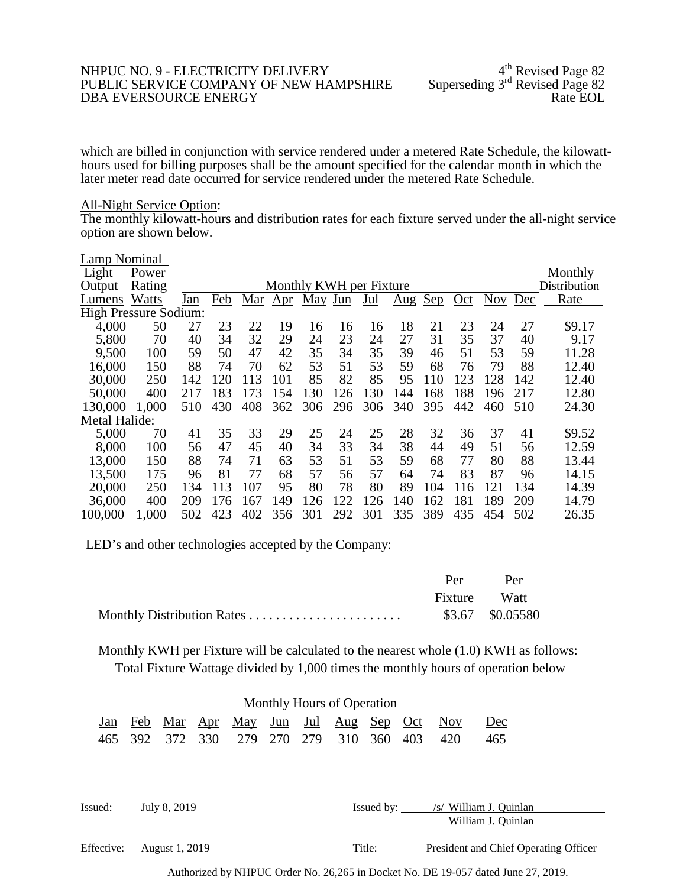which are billed in conjunction with service rendered under a metered Rate Schedule, the kilowatt-hours used for billing purposes shall be the amount specified for the calendar month in which the later meter read date occurred for service rendered under the metered Rate Schedule.

All-Night Service Option:
The monthly kilowatt-hours and distribution rates for each fixture served under the all-night service option are shown below.

| Lamp Nominal Light Output Lumens | Power Rating Watts | Monthly KWH per Fixture | | | | | | | | | | | | Monthly Distribution Rate |
|---|---|---|---|---|---|---|---|---|---|---|---|---|---|---|
| | | Jan | Feb | Mar | Apr | May | Jun | Jul | Aug | Sep | Oct | Nov | Dec | |
| High Pressure Sodium: | | | | | | | | | | | | | | |
| 4,000 | 50 | 27 | 23 | 22 | 19 | 16 | 16 | 16 | 18 | 21 | 23 | 24 | 27 | $9.17 |
| 5,800 | 70 | 40 | 34 | 32 | 29 | 24 | 23 | 24 | 27 | 31 | 35 | 37 | 40 | 9.17 |
| 9,500 | 100 | 59 | 50 | 47 | 42 | 35 | 34 | 35 | 39 | 46 | 51 | 53 | 59 | 11.28 |
| 16,000 | 150 | 88 | 74 | 70 | 62 | 53 | 51 | 53 | 59 | 68 | 76 | 79 | 88 | 12.40 |
| 30,000 | 250 | 142 | 120 | 113 | 101 | 85 | 82 | 85 | 95 | 110 | 123 | 128 | 142 | 12.40 |
| 50,000 | 400 | 217 | 183 | 173 | 154 | 130 | 126 | 130 | 144 | 168 | 188 | 196 | 217 | 12.80 |
| 130,000 | 1,000 | 510 | 430 | 408 | 362 | 306 | 296 | 306 | 340 | 395 | 442 | 460 | 510 | 24.30 |
| Metal Halide: | | | | | | | | | | | | | | |
| 5,000 | 70 | 41 | 35 | 33 | 29 | 25 | 24 | 25 | 28 | 32 | 36 | 37 | 41 | $9.52 |
| 8,000 | 100 | 56 | 47 | 45 | 40 | 34 | 33 | 34 | 38 | 44 | 49 | 51 | 56 | 12.59 |
| 13,000 | 150 | 88 | 74 | 71 | 63 | 53 | 51 | 53 | 59 | 68 | 77 | 80 | 88 | 13.44 |
| 13,500 | 175 | 96 | 81 | 77 | 68 | 57 | 56 | 57 | 64 | 74 | 83 | 87 | 96 | 14.15 |
| 20,000 | 250 | 134 | 113 | 107 | 95 | 80 | 78 | 80 | 89 | 104 | 116 | 121 | 134 | 14.39 |
| 36,000 | 400 | 209 | 176 | 167 | 149 | 126 | 122 | 126 | 140 | 162 | 181 | 189 | 209 | 14.79 |
| 100,000 | 1,000 | 502 | 423 | 402 | 356 | 301 | 292 | 301 | 335 | 389 | 435 | 454 | 502 | 26.35 |

LED's and other technologies accepted by the Company:

| | Per Fixture | Per Watt |
|---|---|---|
| Monthly Distribution Rates . . . . . . . . . . . . . . . . . . . . . . . | $3.67 | $0.05580 |

Monthly KWH per Fixture will be calculated to the nearest whole (1.0) KWH as follows:
Total Fixture Wattage divided by 1,000 times the monthly hours of operation below

| Monthly Hours of Operation | | | | | | | | | | | |
|---|---|---|---|---|---|---|---|---|---|---|---|
| Jan | Feb | Mar | Apr | May | Jun | Jul | Aug | Sep | Oct | Nov | Dec |
| 465 | 392 | 372 | 330 | 279 | 270 | 279 | 310 | 360 | 403 | 420 | 465 |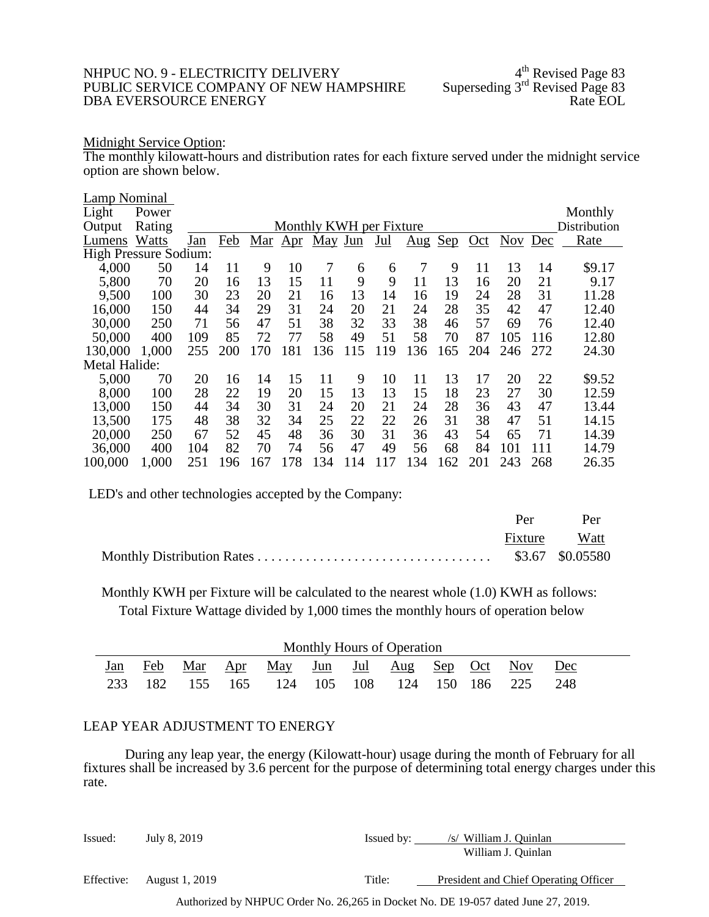NHPUC NO. 9 - ELECTRICITY DELIVERY
PUBLIC SERVICE COMPANY OF NEW HAMPSHIRE
DBA EVERSOURCE ENERGY

4th Revised Page 83
Superseding 3rd Revised Page 83
Rate EOL

Midnight Service Option:
The monthly kilowatt-hours and distribution rates for each fixture served under the midnight service option are shown below.

| Lamp Nominal Light Output Lumens | Power Rating Watts | Monthly KWH per Fixture Jan | Feb | Mar | Apr | May | Jun | Jul | Aug | Sep | Oct | Nov | Dec | Monthly Distribution Rate |
|---|---|---|---|---|---|---|---|---|---|---|---|---|---|---|
| High Pressure Sodium: | | | | | | | | | | | | | | |
| 4,000 | 50 | 14 | 11 | 9 | 10 | 7 | 6 | 6 | 7 | 9 | 11 | 13 | 14 | $9.17 |
| 5,800 | 70 | 20 | 16 | 13 | 15 | 11 | 9 | 9 | 11 | 13 | 16 | 20 | 21 | 9.17 |
| 9,500 | 100 | 30 | 23 | 20 | 21 | 16 | 13 | 14 | 16 | 19 | 24 | 28 | 31 | 11.28 |
| 16,000 | 150 | 44 | 34 | 29 | 31 | 24 | 20 | 21 | 24 | 28 | 35 | 42 | 47 | 12.40 |
| 30,000 | 250 | 71 | 56 | 47 | 51 | 38 | 32 | 33 | 38 | 46 | 57 | 69 | 76 | 12.40 |
| 50,000 | 400 | 109 | 85 | 72 | 77 | 58 | 49 | 51 | 58 | 70 | 87 | 105 | 116 | 12.80 |
| 130,000 | 1,000 | 255 | 200 | 170 | 181 | 136 | 115 | 119 | 136 | 165 | 204 | 246 | 272 | 24.30 |
| Metal Halide: | | | | | | | | | | | | | | |
| 5,000 | 70 | 20 | 16 | 14 | 15 | 11 | 9 | 10 | 11 | 13 | 17 | 20 | 22 | $9.52 |
| 8,000 | 100 | 28 | 22 | 19 | 20 | 15 | 13 | 13 | 15 | 18 | 23 | 27 | 30 | 12.59 |
| 13,000 | 150 | 44 | 34 | 30 | 31 | 24 | 20 | 21 | 24 | 28 | 36 | 43 | 47 | 13.44 |
| 13,500 | 175 | 48 | 38 | 32 | 34 | 25 | 22 | 22 | 26 | 31 | 38 | 47 | 51 | 14.15 |
| 20,000 | 250 | 67 | 52 | 45 | 48 | 36 | 30 | 31 | 36 | 43 | 54 | 65 | 71 | 14.39 |
| 36,000 | 400 | 104 | 82 | 70 | 74 | 56 | 47 | 49 | 56 | 68 | 84 | 101 | 111 | 14.79 |
| 100,000 | 1,000 | 251 | 196 | 167 | 178 | 134 | 114 | 117 | 134 | 162 | 201 | 243 | 268 | 26.35 |

LED's and other technologies accepted by the Company:

| | Per Fixture | Per Watt |
|---|---|---|
| Monthly Distribution Rates . . . . . . . . . . . . . . . . . . . . . . . . . . . . . . . . . . | $3.67 | $0.05580 |

Monthly KWH per Fixture will be calculated to the nearest whole (1.0) KWH as follows:
Total Fixture Wattage divided by 1,000 times the monthly hours of operation below

| Monthly Hours of Operation | | | | | | | | | | | |
|---|---|---|---|---|---|---|---|---|---|---|---|
| Jan | Feb | Mar | Apr | May | Jun | Jul | Aug | Sep | Oct | Nov | Dec |
| 233 | 182 | 155 | 165 | 124 | 105 | 108 | 124 | 150 | 186 | 225 | 248 |

LEAP YEAR ADJUSTMENT TO ENERGY

During any leap year, the energy (Kilowatt-hour) usage during the month of February for all fixtures shall be increased by 3.6 percent for the purpose of determining total energy charges under this rate.

Issued: July 8, 2019

Issued by: /s/ William J. Quinlan
William J. Quinlan

Effective: August 1, 2019

Title: President and Chief Operating Officer

Authorized by NHPUC Order No. 26,265 in Docket No. DE 19-057 dated June 27, 2019.